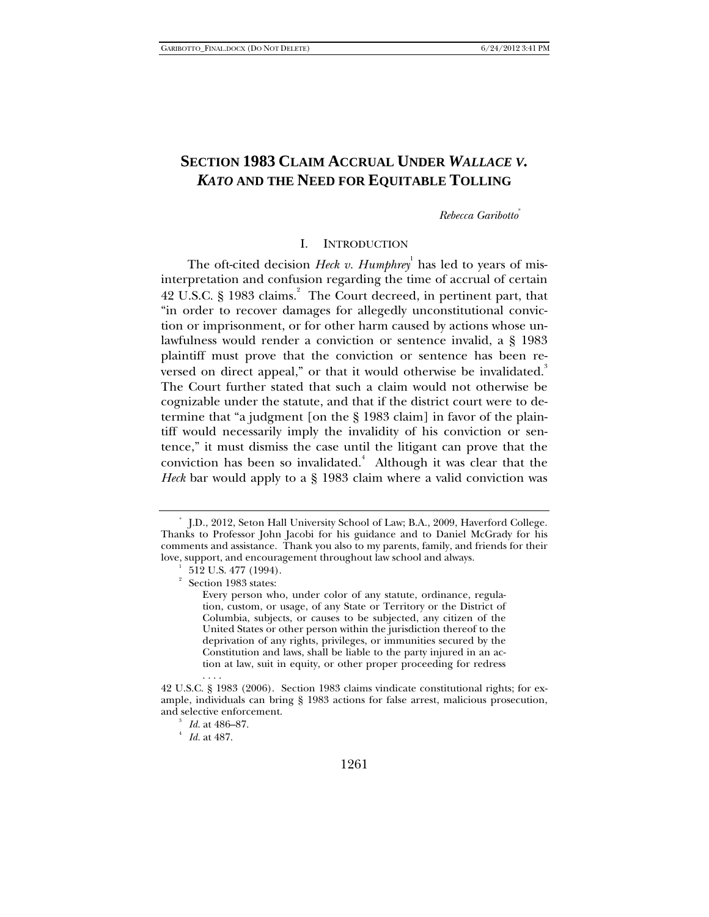# SECTION 1983 CLAIM ACCRUAL UNDER *WALLACE V. KATO* AND THE NEED FOR EQUITABLE TOLLING

*Rebecca Garibotto*[*]

## I. INTRODUCTION

The oft-cited decision *Heck v. Humphrey*[1] has led to years of misinterpretation and confusion regarding the time of accrual of certain 42 U.S.C. § 1983 claims.[2] The Court decreed, in pertinent part, that "in order to recover damages for allegedly unconstitutional conviction or imprisonment, or for other harm caused by actions whose unlawfulness would render a conviction or sentence invalid, a § 1983 plaintiff must prove that the conviction or sentence has been reversed on direct appeal," or that it would otherwise be invalidated.[3] The Court further stated that such a claim would not otherwise be cognizable under the statute, and that if the district court were to determine that "a judgment [on the § 1983 claim] in favor of the plaintiff would necessarily imply the invalidity of his conviction or sentence," it must dismiss the case until the litigant can prove that the conviction has been so invalidated.[4] Although it was clear that the *Heck* bar would apply to a § 1983 claim where a valid conviction was

---

[*] J.D., 2012, Seton Hall University School of Law; B.A., 2009, Haverford College. Thanks to Professor John Jacobi for his guidance and to Daniel McGrady for his comments and assistance. Thank you also to my parents, family, and friends for their love, support, and encouragement throughout law school and always.

[1] 512 U.S. 477 (1994).

[2] Section 1983 states:

> Every person who, under color of any statute, ordinance, regulation, custom, or usage, of any State or Territory or the District of Columbia, subjects, or causes to be subjected, any citizen of the United States or other person within the jurisdiction thereof to the deprivation of any rights, privileges, or immunities secured by the Constitution and laws, shall be liable to the party injured in an action at law, suit in equity, or other proper proceeding for redress . . . .

42 U.S.C. § 1983 (2006). Section 1983 claims vindicate constitutional rights; for example, individuals can bring § 1983 actions for false arrest, malicious prosecution, and selective enforcement.

[3] *Id.* at 486–87.

[4] *Id.* at 487.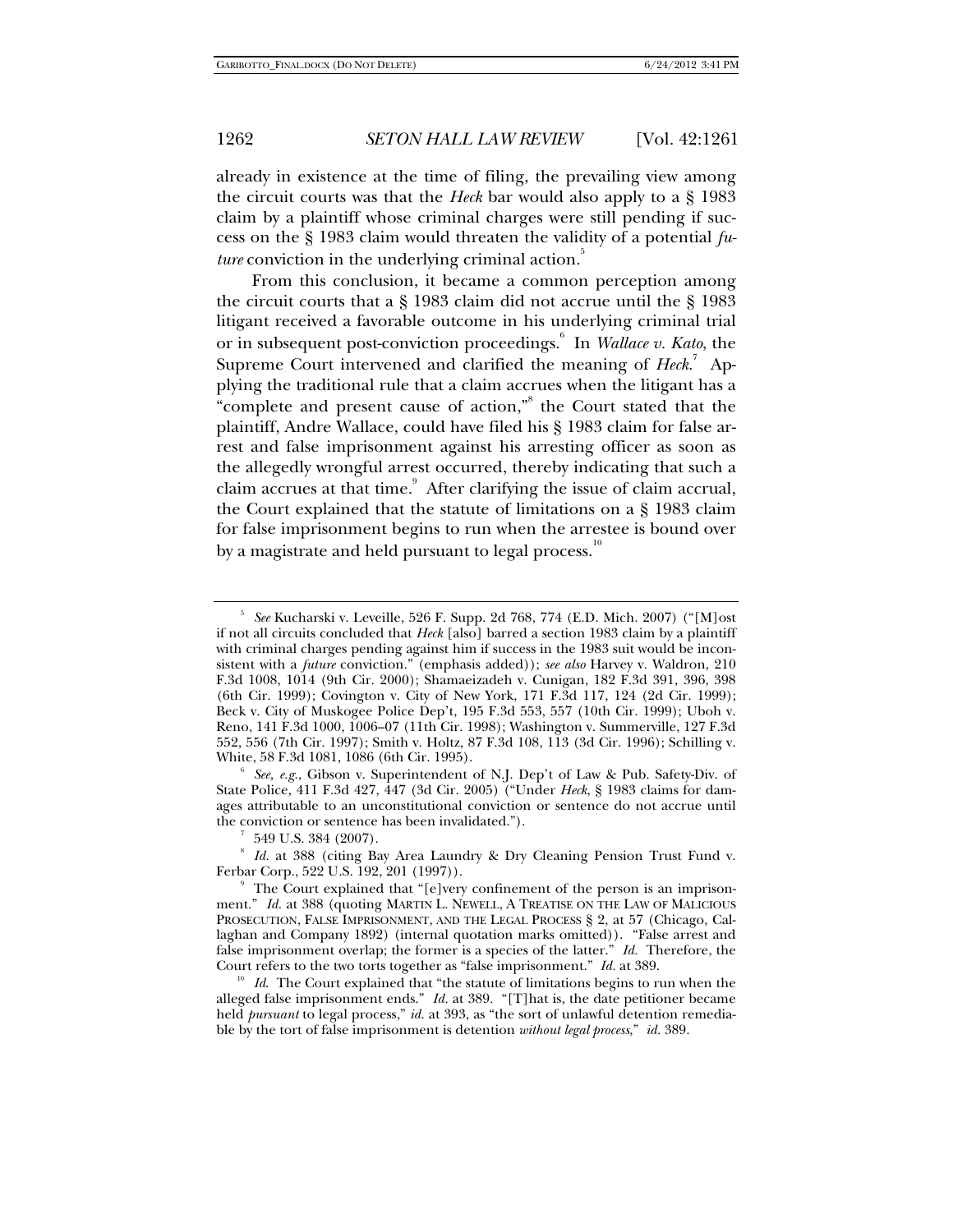already in existence at the time of filing, the prevailing view among the circuit courts was that the *Heck* bar would also apply to a § 1983 claim by a plaintiff whose criminal charges were still pending if success on the § 1983 claim would threaten the validity of a potential *future* conviction in the underlying criminal action.[5]

From this conclusion, it became a common perception among the circuit courts that a § 1983 claim did not accrue until the § 1983 litigant received a favorable outcome in his underlying criminal trial or in subsequent post-conviction proceedings.[6] In *Wallace v. Kato*, the Supreme Court intervened and clarified the meaning of *Heck*.[7] Applying the traditional rule that a claim accrues when the litigant has a "complete and present cause of action,"[8] the Court stated that the plaintiff, Andre Wallace, could have filed his § 1983 claim for false arrest and false imprisonment against his arresting officer as soon as the allegedly wrongful arrest occurred, thereby indicating that such a claim accrues at that time.[9] After clarifying the issue of claim accrual, the Court explained that the statute of limitations on a § 1983 claim for false imprisonment begins to run when the arrestee is bound over by a magistrate and held pursuant to legal process.[10]

---

[5] *See* Kucharski v. Leveille, 526 F. Supp. 2d 768, 774 (E.D. Mich. 2007) ("[M]ost if not all circuits concluded that *Heck* [also] barred a section 1983 claim by a plaintiff with criminal charges pending against him if success in the 1983 suit would be inconsistent with a *future* conviction." (emphasis added)); *see also* Harvey v. Waldron, 210 F.3d 1008, 1014 (9th Cir. 2000); Shamaeizadeh v. Cunigan, 182 F.3d 391, 396, 398 (6th Cir. 1999); Covington v. City of New York, 171 F.3d 117, 124 (2d Cir. 1999); Beck v. City of Muskogee Police Dep't, 195 F.3d 553, 557 (10th Cir. 1999); Uboh v. Reno, 141 F.3d 1000, 1006–07 (11th Cir. 1998); Washington v. Summerville, 127 F.3d 552, 556 (7th Cir. 1997); Smith v. Holtz, 87 F.3d 108, 113 (3d Cir. 1996); Schilling v. White, 58 F.3d 1081, 1086 (6th Cir. 1995).

[6] *See, e.g.*, Gibson v. Superintendent of N.J. Dep't of Law & Pub. Safety-Div. of State Police, 411 F.3d 427, 447 (3d Cir. 2005) ("Under *Heck*, § 1983 claims for damages attributable to an unconstitutional conviction or sentence do not accrue until the conviction or sentence has been invalidated.").

[7] 549 U.S. 384 (2007).

[8] *Id.* at 388 (citing Bay Area Laundry & Dry Cleaning Pension Trust Fund v. Ferbar Corp., 522 U.S. 192, 201 (1997)).

[9] The Court explained that "[e]very confinement of the person is an imprisonment." *Id.* at 388 (quoting MARTIN L. NEWELL, A TREATISE ON THE LAW OF MALICIOUS PROSECUTION, FALSE IMPRISONMENT, AND THE LEGAL PROCESS § 2, at 57 (Chicago, Callaghan and Company 1892) (internal quotation marks omitted)). "False arrest and false imprisonment overlap; the former is a species of the latter." *Id.* Therefore, the Court refers to the two torts together as "false imprisonment." *Id.* at 389.

[10] *Id.* The Court explained that "the statute of limitations begins to run when the alleged false imprisonment ends." *Id.* at 389. "[T]hat is, the date petitioner became held *pursuant* to legal process," *id.* at 393, as "the sort of unlawful detention remediable by the tort of false imprisonment is detention *without legal process*," *id.* 389.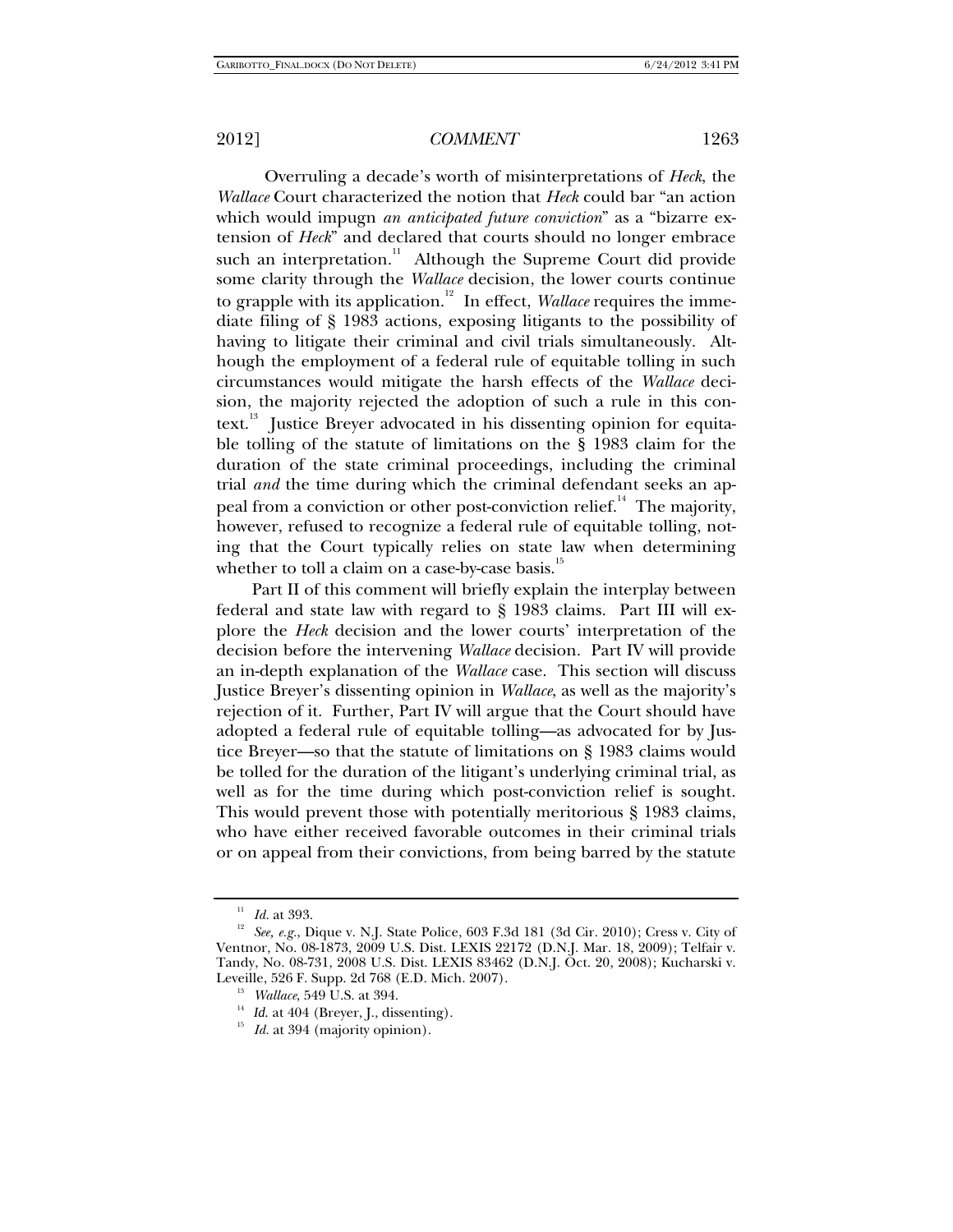Overruling a decade's worth of misinterpretations of *Heck*, the *Wallace* Court characterized the notion that *Heck* could bar "an action which would impugn *an anticipated future conviction*" as a "bizarre extension of *Heck*" and declared that courts should no longer embrace such an interpretation.[11] Although the Supreme Court did provide some clarity through the *Wallace* decision, the lower courts continue to grapple with its application.[12] In effect, *Wallace* requires the immediate filing of § 1983 actions, exposing litigants to the possibility of having to litigate their criminal and civil trials simultaneously. Although the employment of a federal rule of equitable tolling in such circumstances would mitigate the harsh effects of the *Wallace* decision, the majority rejected the adoption of such a rule in this context.[13] Justice Breyer advocated in his dissenting opinion for equitable tolling of the statute of limitations on the § 1983 claim for the duration of the state criminal proceedings, including the criminal trial *and* the time during which the criminal defendant seeks an appeal from a conviction or other post-conviction relief.[14] The majority, however, refused to recognize a federal rule of equitable tolling, noting that the Court typically relies on state law when determining whether to toll a claim on a case-by-case basis.[15]

Part II of this comment will briefly explain the interplay between federal and state law with regard to § 1983 claims. Part III will explore the *Heck* decision and the lower courts' interpretation of the decision before the intervening *Wallace* decision. Part IV will provide an in-depth explanation of the *Wallace* case. This section will discuss Justice Breyer's dissenting opinion in *Wallace*, as well as the majority's rejection of it. Further, Part IV will argue that the Court should have adopted a federal rule of equitable tolling—as advocated for by Justice Breyer—so that the statute of limitations on § 1983 claims would be tolled for the duration of the litigant's underlying criminal trial, as well as for the time during which post-conviction relief is sought. This would prevent those with potentially meritorious § 1983 claims, who have either received favorable outcomes in their criminal trials or on appeal from their convictions, from being barred by the statute

---

[11] *Id.* at 393.

[12] *See, e.g.*, Dique v. N.J. State Police, 603 F.3d 181 (3d Cir. 2010); Cress v. City of Ventnor, No. 08-1873, 2009 U.S. Dist. LEXIS 22172 (D.N.J. Mar. 18, 2009); Telfair v. Tandy, No. 08-731, 2008 U.S. Dist. LEXIS 83462 (D.N.J. Oct. 20, 2008); Kucharski v. Leveille, 526 F. Supp. 2d 768 (E.D. Mich. 2007).

[13] *Wallace*, 549 U.S. at 394.

[14] *Id.* at 404 (Breyer, J., dissenting).

[15] *Id.* at 394 (majority opinion).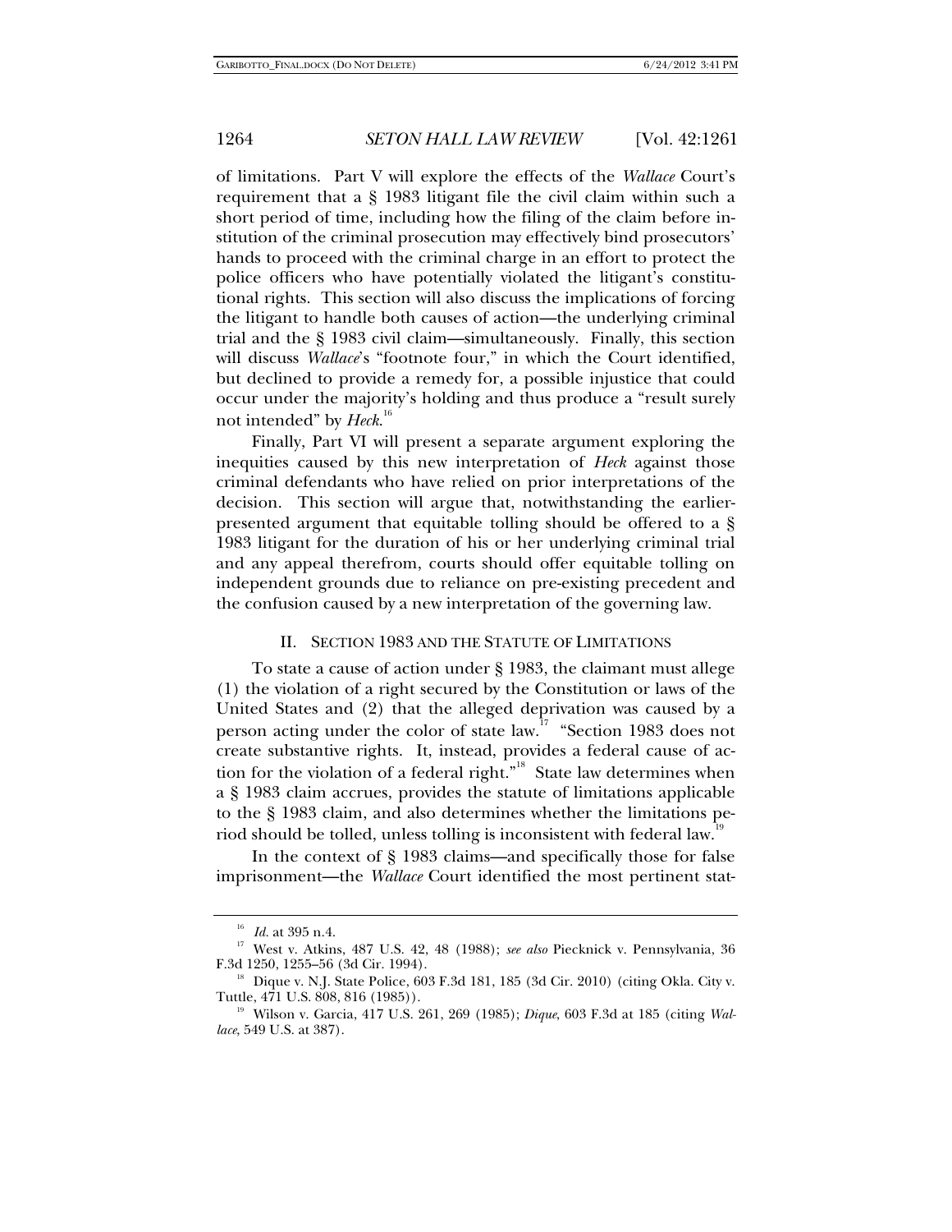of limitations. Part V will explore the effects of the *Wallace* Court's requirement that a § 1983 litigant file the civil claim within such a short period of time, including how the filing of the claim before institution of the criminal prosecution may effectively bind prosecutors' hands to proceed with the criminal charge in an effort to protect the police officers who have potentially violated the litigant's constitutional rights. This section will also discuss the implications of forcing the litigant to handle both causes of action—the underlying criminal trial and the § 1983 civil claim—simultaneously. Finally, this section will discuss *Wallace*'s "footnote four," in which the Court identified, but declined to provide a remedy for, a possible injustice that could occur under the majority's holding and thus produce a "result surely not intended" by *Heck*.[16]

Finally, Part VI will present a separate argument exploring the inequities caused by this new interpretation of *Heck* against those criminal defendants who have relied on prior interpretations of the decision. This section will argue that, notwithstanding the earlier-presented argument that equitable tolling should be offered to a § 1983 litigant for the duration of his or her underlying criminal trial and any appeal therefrom, courts should offer equitable tolling on independent grounds due to reliance on pre-existing precedent and the confusion caused by a new interpretation of the governing law.

## II. SECTION 1983 AND THE STATUTE OF LIMITATIONS

To state a cause of action under § 1983, the claimant must allege (1) the violation of a right secured by the Constitution or laws of the United States and (2) that the alleged deprivation was caused by a person acting under the color of state law.[17] "Section 1983 does not create substantive rights. It, instead, provides a federal cause of action for the violation of a federal right."[18] State law determines when a § 1983 claim accrues, provides the statute of limitations applicable to the § 1983 claim, and also determines whether the limitations period should be tolled, unless tolling is inconsistent with federal law.[19]

In the context of § 1983 claims—and specifically those for false imprisonment—the *Wallace* Court identified the most pertinent stat-

---

[16] *Id.* at 395 n.4.

[17] West v. Atkins, 487 U.S. 42, 48 (1988); *see also* Piecknick v. Pennsylvania, 36 F.3d 1250, 1255–56 (3d Cir. 1994).

[18] Dique v. N.J. State Police, 603 F.3d 181, 185 (3d Cir. 2010) (citing Okla. City v. Tuttle, 471 U.S. 808, 816 (1985)).

[19] Wilson v. Garcia, 417 U.S. 261, 269 (1985); *Dique*, 603 F.3d at 185 (citing *Wallace*, 549 U.S. at 387).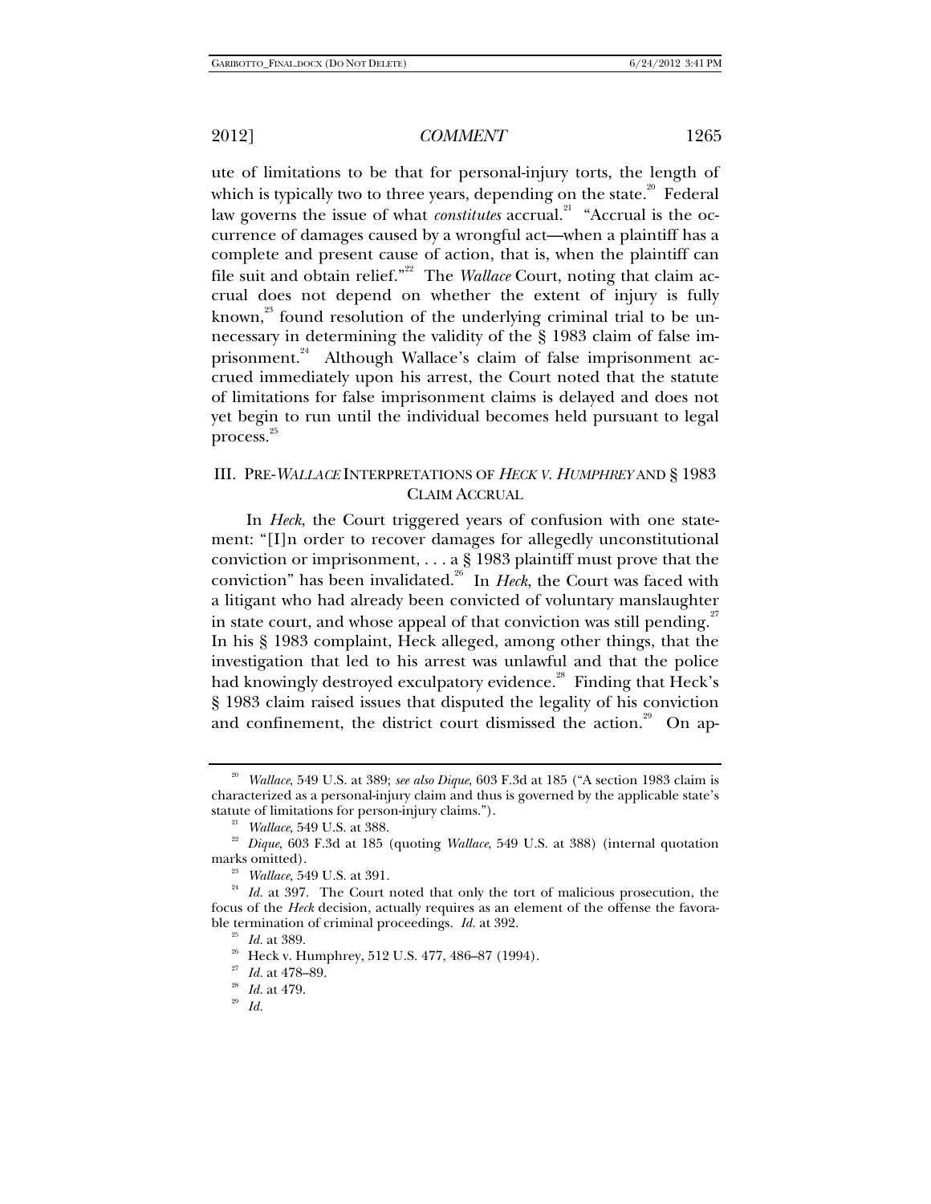ute of limitations to be that for personal-injury torts, the length of which is typically two to three years, depending on the state.[20] Federal law governs the issue of what *constitutes* accrual.[21] "Accrual is the occurrence of damages caused by a wrongful act—when a plaintiff has a complete and present cause of action, that is, when the plaintiff can file suit and obtain relief."[22] The *Wallace* Court, noting that claim accrual does not depend on whether the extent of injury is fully known,[23] found resolution of the underlying criminal trial to be unnecessary in determining the validity of the § 1983 claim of false imprisonment.[24] Although Wallace's claim of false imprisonment accrued immediately upon his arrest, the Court noted that the statute of limitations for false imprisonment claims is delayed and does not yet begin to run until the individual becomes held pursuant to legal process.[25]

## III. PRE-*WALLACE* INTERPRETATIONS OF *HECK V. HUMPHREY* AND § 1983 CLAIM ACCRUAL

In *Heck*, the Court triggered years of confusion with one statement: "[I]n order to recover damages for allegedly unconstitutional conviction or imprisonment, . . . a § 1983 plaintiff must prove that the conviction" has been invalidated.[26] In *Heck*, the Court was faced with a litigant who had already been convicted of voluntary manslaughter in state court, and whose appeal of that conviction was still pending.[27] In his § 1983 complaint, Heck alleged, among other things, that the investigation that led to his arrest was unlawful and that the police had knowingly destroyed exculpatory evidence.[28] Finding that Heck's § 1983 claim raised issues that disputed the legality of his conviction and confinement, the district court dismissed the action.[29] On ap-

---

[20] *Wallace*, 549 U.S. at 389; *see also Dique*, 603 F.3d at 185 ("A section 1983 claim is characterized as a personal-injury claim and thus is governed by the applicable state's statute of limitations for person-injury claims.").

[21] *Wallace*, 549 U.S. at 388.

[22] *Dique*, 603 F.3d at 185 (quoting *Wallace*, 549 U.S. at 388) (internal quotation marks omitted).

[23] *Wallace*, 549 U.S. at 391.

[24] *Id.* at 397. The Court noted that only the tort of malicious prosecution, the focus of the *Heck* decision, actually requires as an element of the offense the favorable termination of criminal proceedings. *Id.* at 392.

[25] *Id.* at 389.

[26] Heck v. Humphrey, 512 U.S. 477, 486–87 (1994).

[27] *Id.* at 478–89.

[28] *Id.* at 479.

[29] *Id.*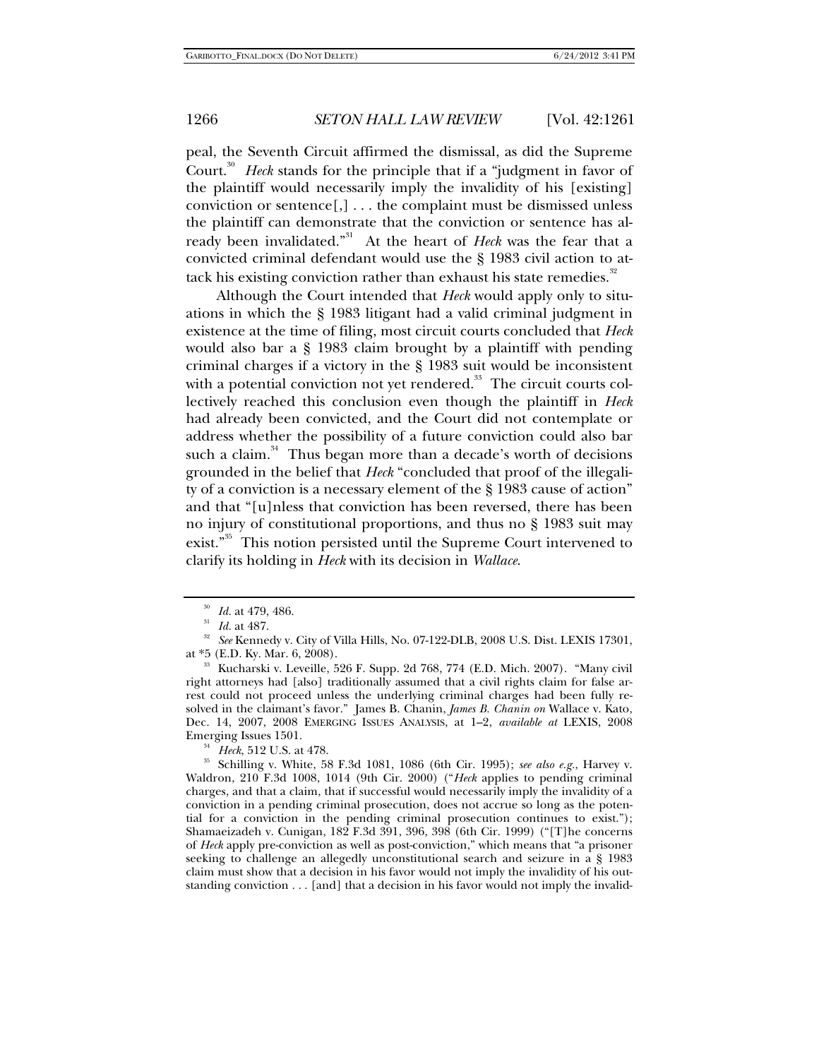peal, the Seventh Circuit affirmed the dismissal, as did the Supreme Court.[30] *Heck* stands for the principle that if a "judgment in favor of the plaintiff would necessarily imply the invalidity of his [existing] conviction or sentence[,] . . . the complaint must be dismissed unless the plaintiff can demonstrate that the conviction or sentence has already been invalidated."[31] At the heart of *Heck* was the fear that a convicted criminal defendant would use the § 1983 civil action to attack his existing conviction rather than exhaust his state remedies.[32]

Although the Court intended that *Heck* would apply only to situations in which the § 1983 litigant had a valid criminal judgment in existence at the time of filing, most circuit courts concluded that *Heck* would also bar a § 1983 claim brought by a plaintiff with pending criminal charges if a victory in the § 1983 suit would be inconsistent with a potential conviction not yet rendered.[33] The circuit courts collectively reached this conclusion even though the plaintiff in *Heck* had already been convicted, and the Court did not contemplate or address whether the possibility of a future conviction could also bar such a claim.[34] Thus began more than a decade's worth of decisions grounded in the belief that *Heck* "concluded that proof of the illegality of a conviction is a necessary element of the § 1983 cause of action" and that "[u]nless that conviction has been reversed, there has been no injury of constitutional proportions, and thus no § 1983 suit may exist."[35] This notion persisted until the Supreme Court intervened to clarify its holding in *Heck* with its decision in *Wallace*.

---

[30] *Id.* at 479, 486.

[31] *Id.* at 487.

[32] *See* Kennedy v. City of Villa Hills, No. 07-122-DLB, 2008 U.S. Dist. LEXIS 17301, at *5 (E.D. Ky. Mar. 6, 2008).

[33] Kucharski v. Leveille, 526 F. Supp. 2d 768, 774 (E.D. Mich. 2007). "Many civil right attorneys had [also] traditionally assumed that a civil rights claim for false arrest could not proceed unless the underlying criminal charges had been fully resolved in the claimant's favor." James B. Chanin, *James B. Chanin on* Wallace v. Kato, Dec. 14, 2007, 2008 EMERGING ISSUES ANALYSIS, at 1–2, *available at* LEXIS, 2008 Emerging Issues 1501.

[34] *Heck*, 512 U.S. at 478.

[35] Schilling v. White, 58 F.3d 1081, 1086 (6th Cir. 1995); *see also e.g.*, Harvey v. Waldron, 210 F.3d 1008, 1014 (9th Cir. 2000) ("*Heck* applies to pending criminal charges, and that a claim, that if successful would necessarily imply the invalidity of a conviction in a pending criminal prosecution, does not accrue so long as the potential for a conviction in the pending criminal prosecution continues to exist."); Shamaeizadeh v. Cunigan, 182 F.3d 391, 396, 398 (6th Cir. 1999) ("[T]he concerns of *Heck* apply pre-conviction as well as post-conviction," which means that "a prisoner seeking to challenge an allegedly unconstitutional search and seizure in a § 1983 claim must show that a decision in his favor would not imply the invalidity of his outstanding conviction . . . [and] that a decision in his favor would not imply the invalid-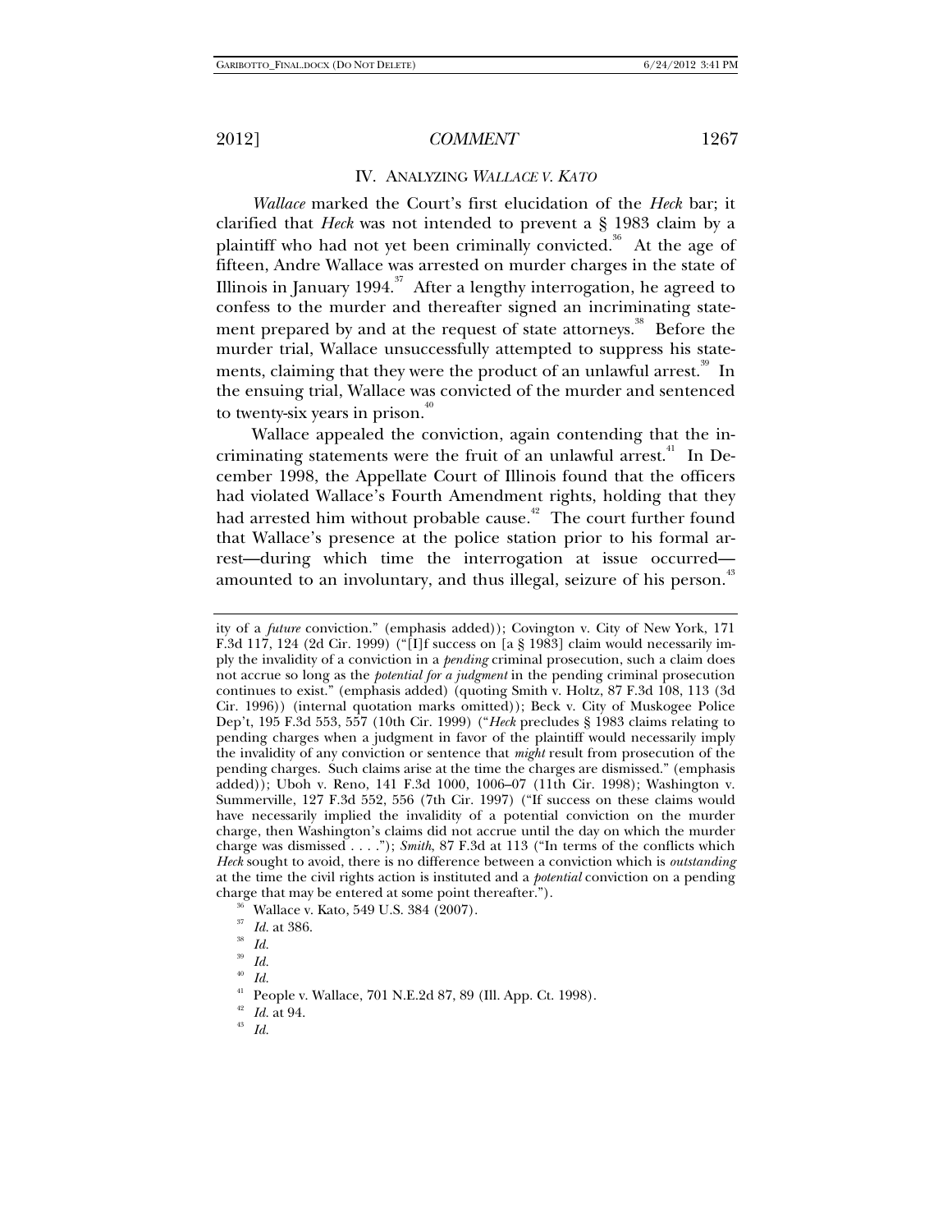## IV. ANALYZING *WALLACE V. KATO*

*Wallace* marked the Court's first elucidation of the *Heck* bar; it clarified that *Heck* was not intended to prevent a § 1983 claim by a plaintiff who had not yet been criminally convicted.[36] At the age of fifteen, Andre Wallace was arrested on murder charges in the state of Illinois in January 1994.[37] After a lengthy interrogation, he agreed to confess to the murder and thereafter signed an incriminating statement prepared by and at the request of state attorneys.[38] Before the murder trial, Wallace unsuccessfully attempted to suppress his statements, claiming that they were the product of an unlawful arrest.[39] In the ensuing trial, Wallace was convicted of the murder and sentenced to twenty-six years in prison.[40]

Wallace appealed the conviction, again contending that the incriminating statements were the fruit of an unlawful arrest.[41] In December 1998, the Appellate Court of Illinois found that the officers had violated Wallace's Fourth Amendment rights, holding that they had arrested him without probable cause.[42] The court further found that Wallace's presence at the police station prior to his formal arrest—during which time the interrogation at issue occurred—amounted to an involuntary, and thus illegal, seizure of his person.[43]

---

ity of a *future* conviction." (emphasis added)); Covington v. City of New York, 171 F.3d 117, 124 (2d Cir. 1999) ("[I]f success on [a § 1983] claim would necessarily imply the invalidity of a conviction in a *pending* criminal prosecution, such a claim does not accrue so long as the *potential for a judgment* in the pending criminal prosecution continues to exist." (emphasis added) (quoting Smith v. Holtz, 87 F.3d 108, 113 (3d Cir. 1996)) (internal quotation marks omitted)); Beck v. City of Muskogee Police Dep't, 195 F.3d 553, 557 (10th Cir. 1999) ("*Heck* precludes § 1983 claims relating to pending charges when a judgment in favor of the plaintiff would necessarily imply the invalidity of any conviction or sentence that *might* result from prosecution of the pending charges. Such claims arise at the time the charges are dismissed." (emphasis added)); Uboh v. Reno, 141 F.3d 1000, 1006–07 (11th Cir. 1998); Washington v. Summerville, 127 F.3d 552, 556 (7th Cir. 1997) ("If success on these claims would have necessarily implied the invalidity of a potential conviction on the murder charge, then Washington's claims did not accrue until the day on which the murder charge was dismissed . . . ."); *Smith*, 87 F.3d at 113 ("In terms of the conflicts which *Heck* sought to avoid, there is no difference between a conviction which is *outstanding* at the time the civil rights action is instituted and a *potential* conviction on a pending charge that may be entered at some point thereafter.").

[36] Wallace v. Kato, 549 U.S. 384 (2007).

[37] *Id.* at 386.

[38] *Id.*

[39] *Id.*

[40] *Id.*

[41] People v. Wallace, 701 N.E.2d 87, 89 (Ill. App. Ct. 1998).

[42] *Id.* at 94.

[43] *Id.*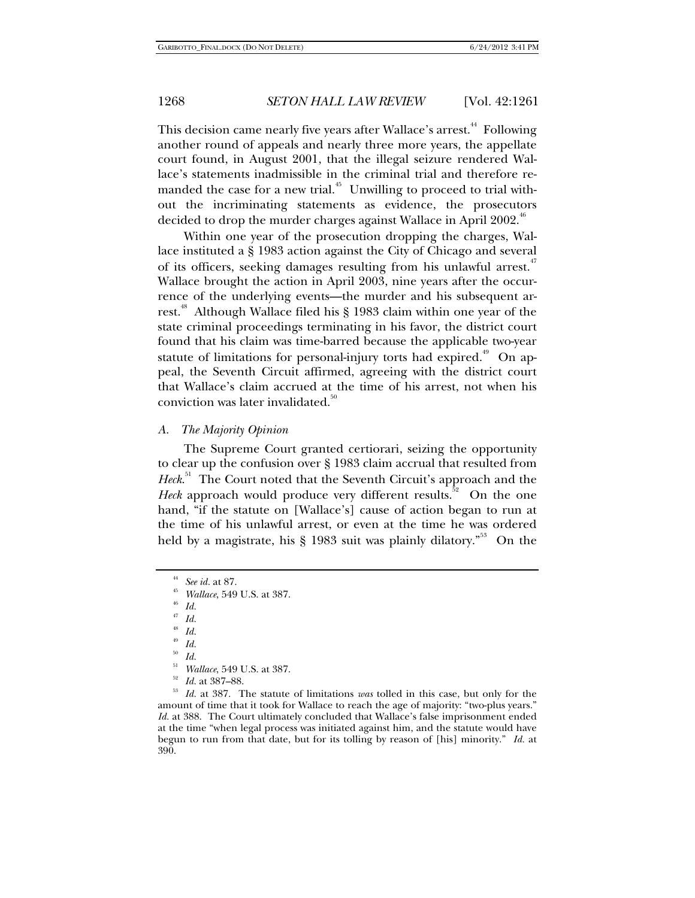This decision came nearly five years after Wallace's arrest.[44] Following another round of appeals and nearly three more years, the appellate court found, in August 2001, that the illegal seizure rendered Wallace's statements inadmissible in the criminal trial and therefore remanded the case for a new trial.[45] Unwilling to proceed to trial without the incriminating statements as evidence, the prosecutors decided to drop the murder charges against Wallace in April 2002.[46]

Within one year of the prosecution dropping the charges, Wallace instituted a § 1983 action against the City of Chicago and several of its officers, seeking damages resulting from his unlawful arrest.[47] Wallace brought the action in April 2003, nine years after the occurrence of the underlying events—the murder and his subsequent arrest.[48] Although Wallace filed his § 1983 claim within one year of the state criminal proceedings terminating in his favor, the district court found that his claim was time-barred because the applicable two-year statute of limitations for personal-injury torts had expired.[49] On appeal, the Seventh Circuit affirmed, agreeing with the district court that Wallace's claim accrued at the time of his arrest, not when his conviction was later invalidated.[50]

### *A. The Majority Opinion*

The Supreme Court granted certiorari, seizing the opportunity to clear up the confusion over § 1983 claim accrual that resulted from *Heck*.[51] The Court noted that the Seventh Circuit's approach and the *Heck* approach would produce very different results.[52] On the one hand, "if the statute on [Wallace's] cause of action began to run at the time of his unlawful arrest, or even at the time he was ordered held by a magistrate, his § 1983 suit was plainly dilatory."[53] On the

---

[44] *See id.* at 87.

[45] *Wallace*, 549 U.S. at 387.

[46] *Id.*

[47] *Id.*

[48] *Id.*

[49] *Id.*

[50] *Id.*

[51] *Wallace*, 549 U.S. at 387.

[52] *Id.* at 387–88.

[53] *Id.* at 387. The statute of limitations *was* tolled in this case, but only for the amount of time that it took for Wallace to reach the age of majority: "two-plus years." *Id.* at 388. The Court ultimately concluded that Wallace's false imprisonment ended at the time "when legal process was initiated against him, and the statute would have begun to run from that date, but for its tolling by reason of [his] minority." *Id.* at 390.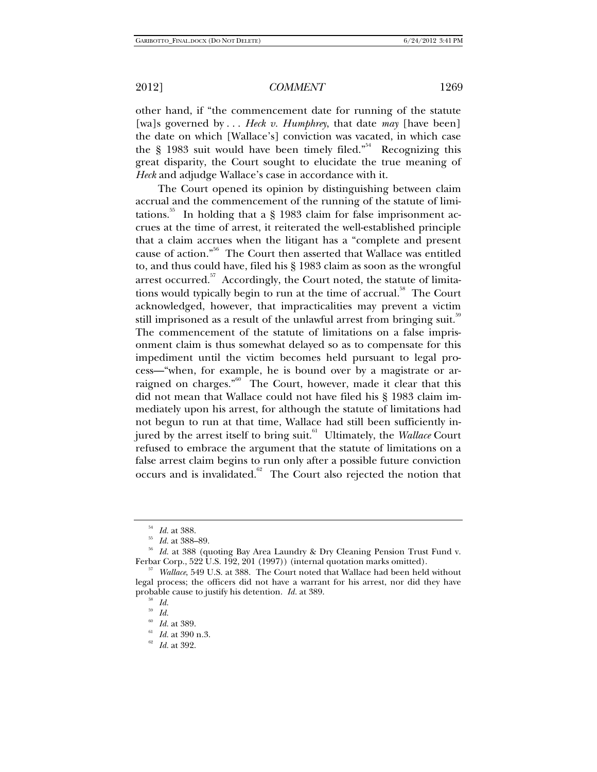other hand, if "the commencement date for running of the statute [wa]s governed by . . . *Heck v. Humphrey*, that date *may* [have been] the date on which [Wallace's] conviction was vacated, in which case the § 1983 suit would have been timely filed."[54] Recognizing this great disparity, the Court sought to elucidate the true meaning of *Heck* and adjudge Wallace's case in accordance with it.

The Court opened its opinion by distinguishing between claim accrual and the commencement of the running of the statute of limitations.[55] In holding that a § 1983 claim for false imprisonment accrues at the time of arrest, it reiterated the well-established principle that a claim accrues when the litigant has a "complete and present cause of action."[56] The Court then asserted that Wallace was entitled to, and thus could have, filed his § 1983 claim as soon as the wrongful arrest occurred.[57] Accordingly, the Court noted, the statute of limitations would typically begin to run at the time of accrual.[58] The Court acknowledged, however, that impracticalities may prevent a victim still imprisoned as a result of the unlawful arrest from bringing suit.[59] The commencement of the statute of limitations on a false imprisonment claim is thus somewhat delayed so as to compensate for this impediment until the victim becomes held pursuant to legal process—"when, for example, he is bound over by a magistrate or arraigned on charges."[60] The Court, however, made it clear that this did not mean that Wallace could not have filed his § 1983 claim immediately upon his arrest, for although the statute of limitations had not begun to run at that time, Wallace had still been sufficiently injured by the arrest itself to bring suit.[61] Ultimately, the *Wallace* Court refused to embrace the argument that the statute of limitations on a false arrest claim begins to run only after a possible future conviction occurs and is invalidated.[62] The Court also rejected the notion that

---

[54] *Id.* at 388.

[55] *Id.* at 388–89.

[56] *Id.* at 388 (quoting Bay Area Laundry & Dry Cleaning Pension Trust Fund v. Ferbar Corp., 522 U.S. 192, 201 (1997)) (internal quotation marks omitted).

[57] *Wallace*, 549 U.S. at 388. The Court noted that Wallace had been held without legal process; the officers did not have a warrant for his arrest, nor did they have probable cause to justify his detention. *Id.* at 389.

[58] *Id.*

[59] *Id.*

[60] *Id.* at 389.

[61] *Id.* at 390 n.3.

[62] *Id.* at 392.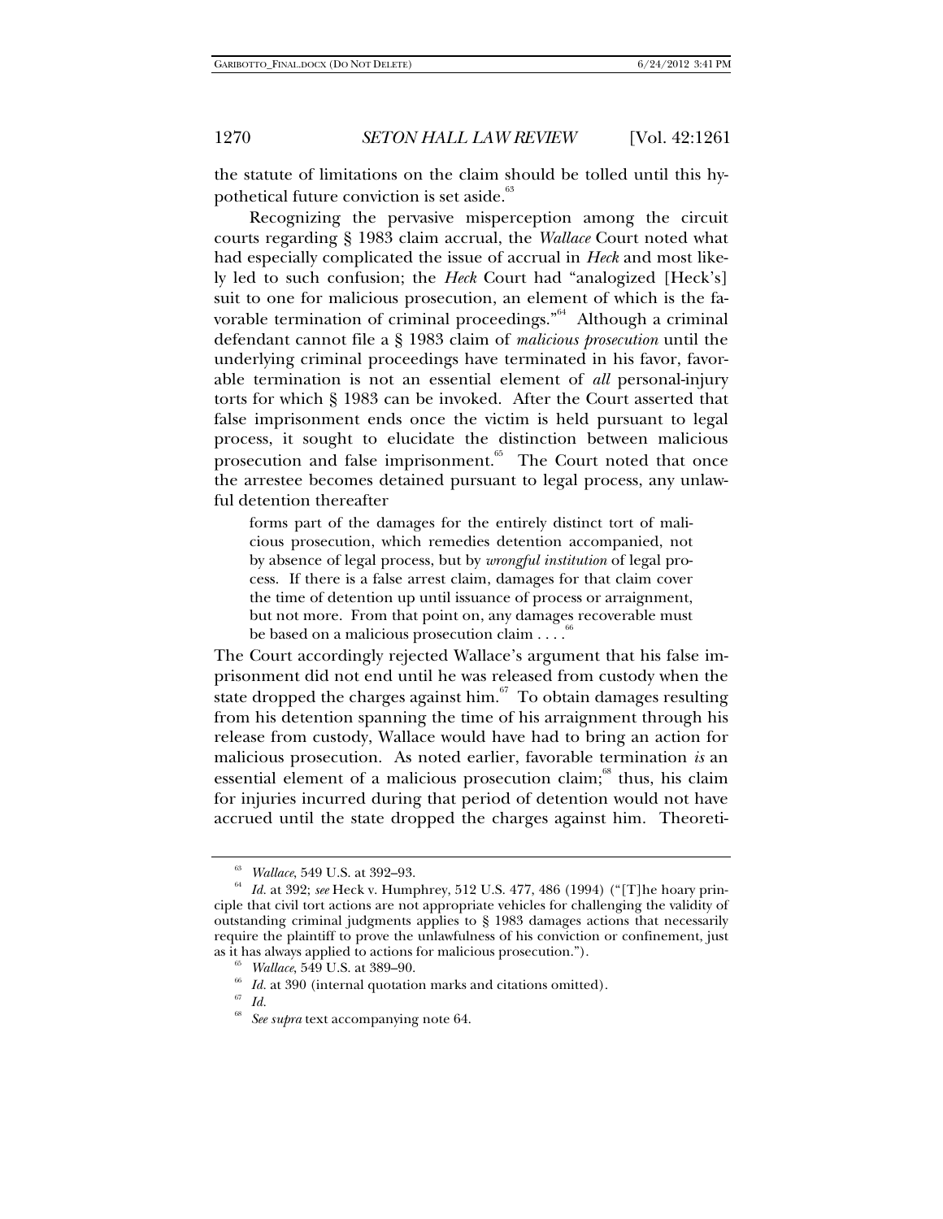the statute of limitations on the claim should be tolled until this hypothetical future conviction is set aside.[63]

Recognizing the pervasive misperception among the circuit courts regarding § 1983 claim accrual, the *Wallace* Court noted what had especially complicated the issue of accrual in *Heck* and most likely led to such confusion; the *Heck* Court had "analogized [Heck's] suit to one for malicious prosecution, an element of which is the favorable termination of criminal proceedings."[64] Although a criminal defendant cannot file a § 1983 claim of *malicious prosecution* until the underlying criminal proceedings have terminated in his favor, favorable termination is not an essential element of *all* personal-injury torts for which § 1983 can be invoked. After the Court asserted that false imprisonment ends once the victim is held pursuant to legal process, it sought to elucidate the distinction between malicious prosecution and false imprisonment.[65] The Court noted that once the arrestee becomes detained pursuant to legal process, any unlawful detention thereafter

> forms part of the damages for the entirely distinct tort of malicious prosecution, which remedies detention accompanied, not by absence of legal process, but by *wrongful institution* of legal process. If there is a false arrest claim, damages for that claim cover the time of detention up until issuance of process or arraignment, but not more. From that point on, any damages recoverable must be based on a malicious prosecution claim . . . .[66]

The Court accordingly rejected Wallace's argument that his false imprisonment did not end until he was released from custody when the state dropped the charges against him.[67] To obtain damages resulting from his detention spanning the time of his arraignment through his release from custody, Wallace would have had to bring an action for malicious prosecution. As noted earlier, favorable termination *is* an essential element of a malicious prosecution claim;[68] thus, his claim for injuries incurred during that period of detention would not have accrued until the state dropped the charges against him. Theoreti-

---

[63] *Wallace*, 549 U.S. at 392–93.

[64] *Id.* at 392; *see* Heck v. Humphrey, 512 U.S. 477, 486 (1994) ("[T]he hoary principle that civil tort actions are not appropriate vehicles for challenging the validity of outstanding criminal judgments applies to § 1983 damages actions that necessarily require the plaintiff to prove the unlawfulness of his conviction or confinement, just as it has always applied to actions for malicious prosecution.").

[65] *Wallace*, 549 U.S. at 389–90.

[66] *Id.* at 390 (internal quotation marks and citations omitted).

[67] *Id.*

[68] *See supra* text accompanying note 64.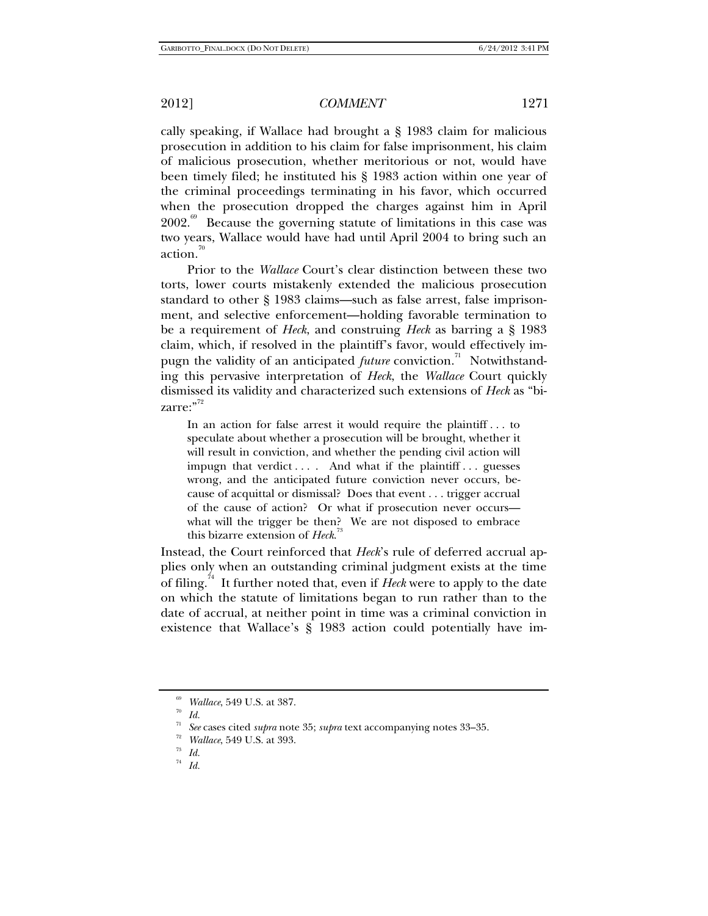cally speaking, if Wallace had brought a § 1983 claim for malicious prosecution in addition to his claim for false imprisonment, his claim of malicious prosecution, whether meritorious or not, would have been timely filed; he instituted his § 1983 action within one year of the criminal proceedings terminating in his favor, which occurred when the prosecution dropped the charges against him in April 2002.[69] Because the governing statute of limitations in this case was two years, Wallace would have had until April 2004 to bring such an action.[70]

Prior to the *Wallace* Court's clear distinction between these two torts, lower courts mistakenly extended the malicious prosecution standard to other § 1983 claims—such as false arrest, false imprisonment, and selective enforcement—holding favorable termination to be a requirement of *Heck*, and construing *Heck* as barring a § 1983 claim, which, if resolved in the plaintiff's favor, would effectively impugn the validity of an anticipated *future* conviction.[71] Notwithstanding this pervasive interpretation of *Heck*, the *Wallace* Court quickly dismissed its validity and characterized such extensions of *Heck* as "bizarre:"[72]

> In an action for false arrest it would require the plaintiff . . . to speculate about whether a prosecution will be brought, whether it will result in conviction, and whether the pending civil action will impugn that verdict . . . . And what if the plaintiff . . . guesses wrong, and the anticipated future conviction never occurs, because of acquittal or dismissal? Does that event . . . trigger accrual of the cause of action? Or what if prosecution never occurs—what will the trigger be then? We are not disposed to embrace this bizarre extension of *Heck*.[73]

Instead, the Court reinforced that *Heck*'s rule of deferred accrual applies only when an outstanding criminal judgment exists at the time of filing.[74] It further noted that, even if *Heck* were to apply to the date on which the statute of limitations began to run rather than to the date of accrual, at neither point in time was a criminal conviction in existence that Wallace's § 1983 action could potentially have im-

---

[69] *Wallace*, 549 U.S. at 387.

[70] *Id.*

[71] *See* cases cited *supra* note 35; *supra* text accompanying notes 33–35.

[72] *Wallace*, 549 U.S. at 393.

[73] *Id.*

[74] *Id.*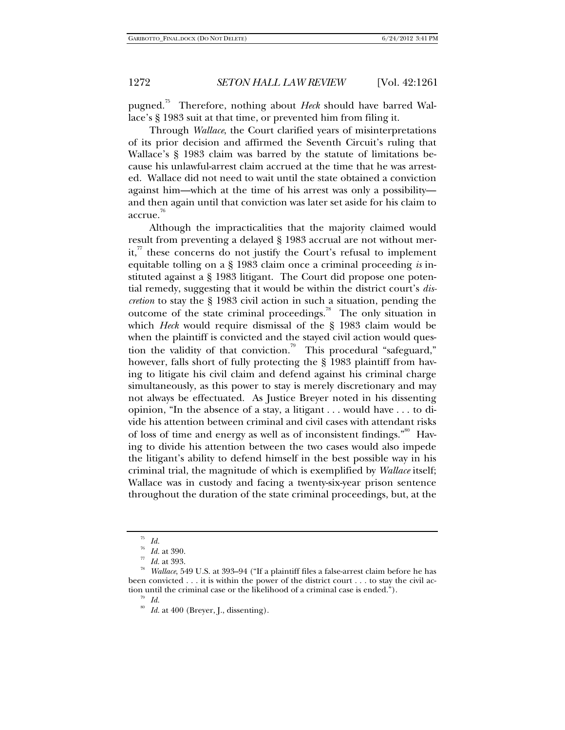pugned.[75] Therefore, nothing about *Heck* should have barred Wallace's § 1983 suit at that time, or prevented him from filing it.

Through *Wallace*, the Court clarified years of misinterpretations of its prior decision and affirmed the Seventh Circuit's ruling that Wallace's § 1983 claim was barred by the statute of limitations because his unlawful-arrest claim accrued at the time that he was arrested. Wallace did not need to wait until the state obtained a conviction against him—which at the time of his arrest was only a possibility—and then again until that conviction was later set aside for his claim to accrue.[76]

Although the impracticalities that the majority claimed would result from preventing a delayed § 1983 accrual are not without merit,[77] these concerns do not justify the Court's refusal to implement equitable tolling on a § 1983 claim once a criminal proceeding *is* instituted against a § 1983 litigant. The Court did propose one potential remedy, suggesting that it would be within the district court's *discretion* to stay the § 1983 civil action in such a situation, pending the outcome of the state criminal proceedings.[78] The only situation in which *Heck* would require dismissal of the § 1983 claim would be when the plaintiff is convicted and the stayed civil action would question the validity of that conviction.[79] This procedural "safeguard," however, falls short of fully protecting the § 1983 plaintiff from having to litigate his civil claim and defend against his criminal charge simultaneously, as this power to stay is merely discretionary and may not always be effectuated. As Justice Breyer noted in his dissenting opinion, "In the absence of a stay, a litigant . . . would have . . . to divide his attention between criminal and civil cases with attendant risks of loss of time and energy as well as of inconsistent findings."[80] Having to divide his attention between the two cases would also impede the litigant's ability to defend himself in the best possible way in his criminal trial, the magnitude of which is exemplified by *Wallace* itself; Wallace was in custody and facing a twenty-six-year prison sentence throughout the duration of the state criminal proceedings, but, at the

---

[75] *Id.*

[76] *Id.* at 390.

[77] *Id.* at 393.

[78] *Wallace*, 549 U.S. at 393–94 ("If a plaintiff files a false-arrest claim before he has been convicted . . . it is within the power of the district court . . . to stay the civil action until the criminal case or the likelihood of a criminal case is ended.").

[79] *Id.*

[80] *Id.* at 400 (Breyer, J., dissenting).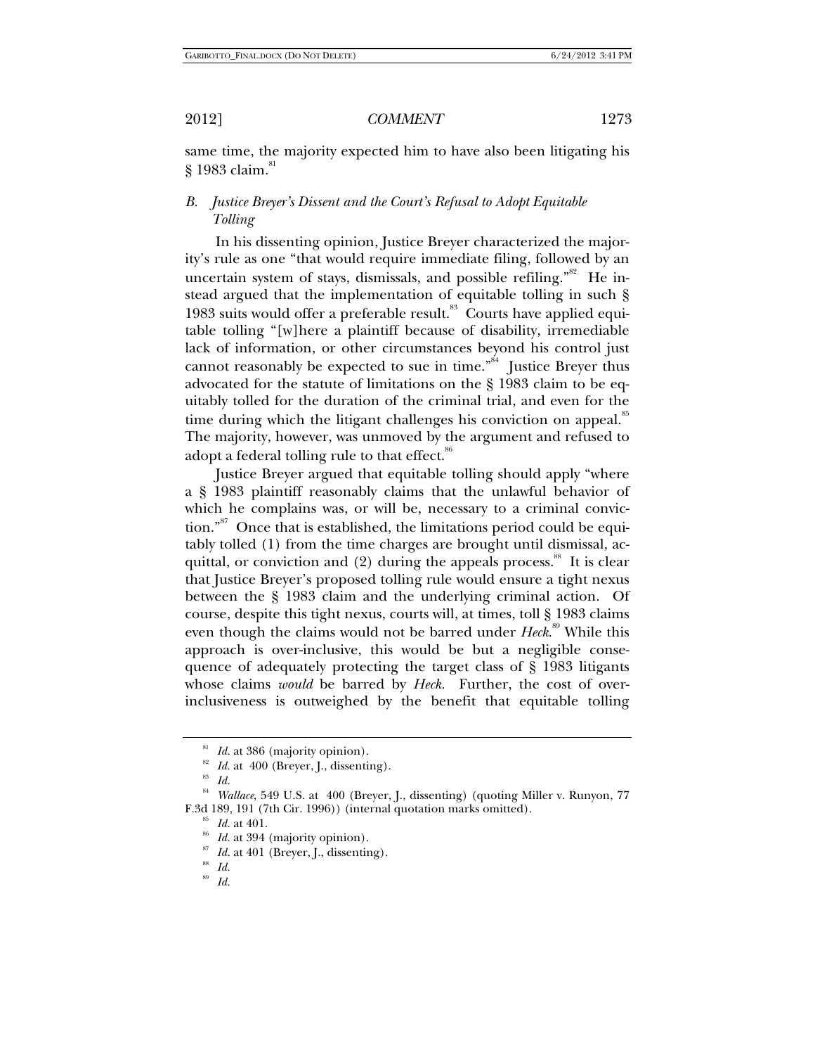same time, the majority expected him to have also been litigating his § 1983 claim.[81]

### *B. Justice Breyer's Dissent and the Court's Refusal to Adopt Equitable Tolling*

In his dissenting opinion, Justice Breyer characterized the majority's rule as one "that would require immediate filing, followed by an uncertain system of stays, dismissals, and possible refiling."[82] He instead argued that the implementation of equitable tolling in such § 1983 suits would offer a preferable result.[83] Courts have applied equitable tolling "[w]here a plaintiff because of disability, irremediable lack of information, or other circumstances beyond his control just cannot reasonably be expected to sue in time."[84] Justice Breyer thus advocated for the statute of limitations on the § 1983 claim to be equitably tolled for the duration of the criminal trial, and even for the time during which the litigant challenges his conviction on appeal.[85] The majority, however, was unmoved by the argument and refused to adopt a federal tolling rule to that effect.[86]

Justice Breyer argued that equitable tolling should apply "where a § 1983 plaintiff reasonably claims that the unlawful behavior of which he complains was, or will be, necessary to a criminal conviction."[87] Once that is established, the limitations period could be equitably tolled (1) from the time charges are brought until dismissal, acquittal, or conviction and (2) during the appeals process.[88] It is clear that Justice Breyer's proposed tolling rule would ensure a tight nexus between the § 1983 claim and the underlying criminal action. Of course, despite this tight nexus, courts will, at times, toll § 1983 claims even though the claims would not be barred under *Heck*.[89] While this approach is over-inclusive, this would be but a negligible consequence of adequately protecting the target class of § 1983 litigants whose claims *would* be barred by *Heck*. Further, the cost of over-inclusiveness is outweighed by the benefit that equitable tolling

---

[81] *Id.* at 386 (majority opinion).

[82] *Id.* at 400 (Breyer, J., dissenting).

[83] *Id.*

[84] *Wallace*, 549 U.S. at 400 (Breyer, J., dissenting) (quoting Miller v. Runyon, 77 F.3d 189, 191 (7th Cir. 1996)) (internal quotation marks omitted).

[85] *Id.* at 401.

[86] *Id.* at 394 (majority opinion).

[87] *Id.* at 401 (Breyer, J., dissenting).

[88] *Id.*

[89] *Id.*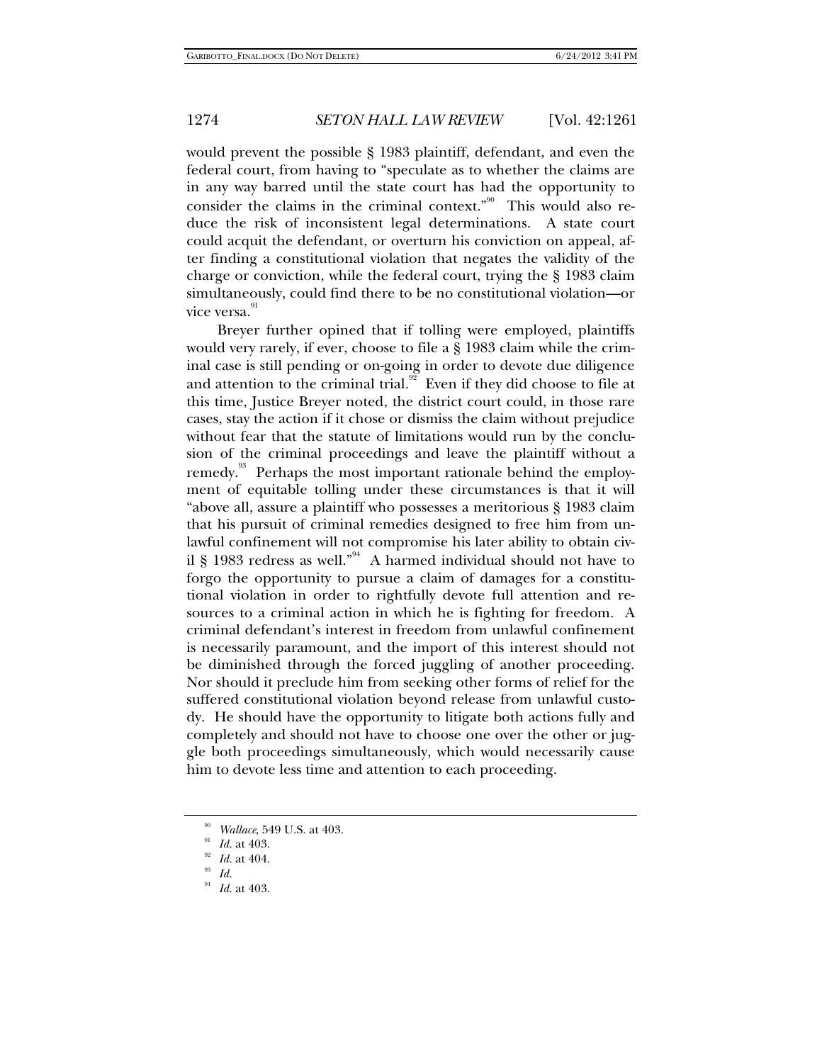would prevent the possible § 1983 plaintiff, defendant, and even the federal court, from having to "speculate as to whether the claims are in any way barred until the state court has had the opportunity to consider the claims in the criminal context."[90] This would also reduce the risk of inconsistent legal determinations. A state court could acquit the defendant, or overturn his conviction on appeal, after finding a constitutional violation that negates the validity of the charge or conviction, while the federal court, trying the § 1983 claim simultaneously, could find there to be no constitutional violation—or vice versa.[91]

Breyer further opined that if tolling were employed, plaintiffs would very rarely, if ever, choose to file a § 1983 claim while the criminal case is still pending or on-going in order to devote due diligence and attention to the criminal trial.[92] Even if they did choose to file at this time, Justice Breyer noted, the district court could, in those rare cases, stay the action if it chose or dismiss the claim without prejudice without fear that the statute of limitations would run by the conclusion of the criminal proceedings and leave the plaintiff without a remedy.[93] Perhaps the most important rationale behind the employment of equitable tolling under these circumstances is that it will "above all, assure a plaintiff who possesses a meritorious § 1983 claim that his pursuit of criminal remedies designed to free him from unlawful confinement will not compromise his later ability to obtain civil § 1983 redress as well."[94] A harmed individual should not have to forgo the opportunity to pursue a claim of damages for a constitutional violation in order to rightfully devote full attention and resources to a criminal action in which he is fighting for freedom. A criminal defendant's interest in freedom from unlawful confinement is necessarily paramount, and the import of this interest should not be diminished through the forced juggling of another proceeding. Nor should it preclude him from seeking other forms of relief for the suffered constitutional violation beyond release from unlawful custody. He should have the opportunity to litigate both actions fully and completely and should not have to choose one over the other or juggle both proceedings simultaneously, which would necessarily cause him to devote less time and attention to each proceeding.

---

[90] *Wallace*, 549 U.S. at 403.

[91] *Id.* at 403.

[92] *Id.* at 404.

[93] *Id.*

[94] *Id.* at 403.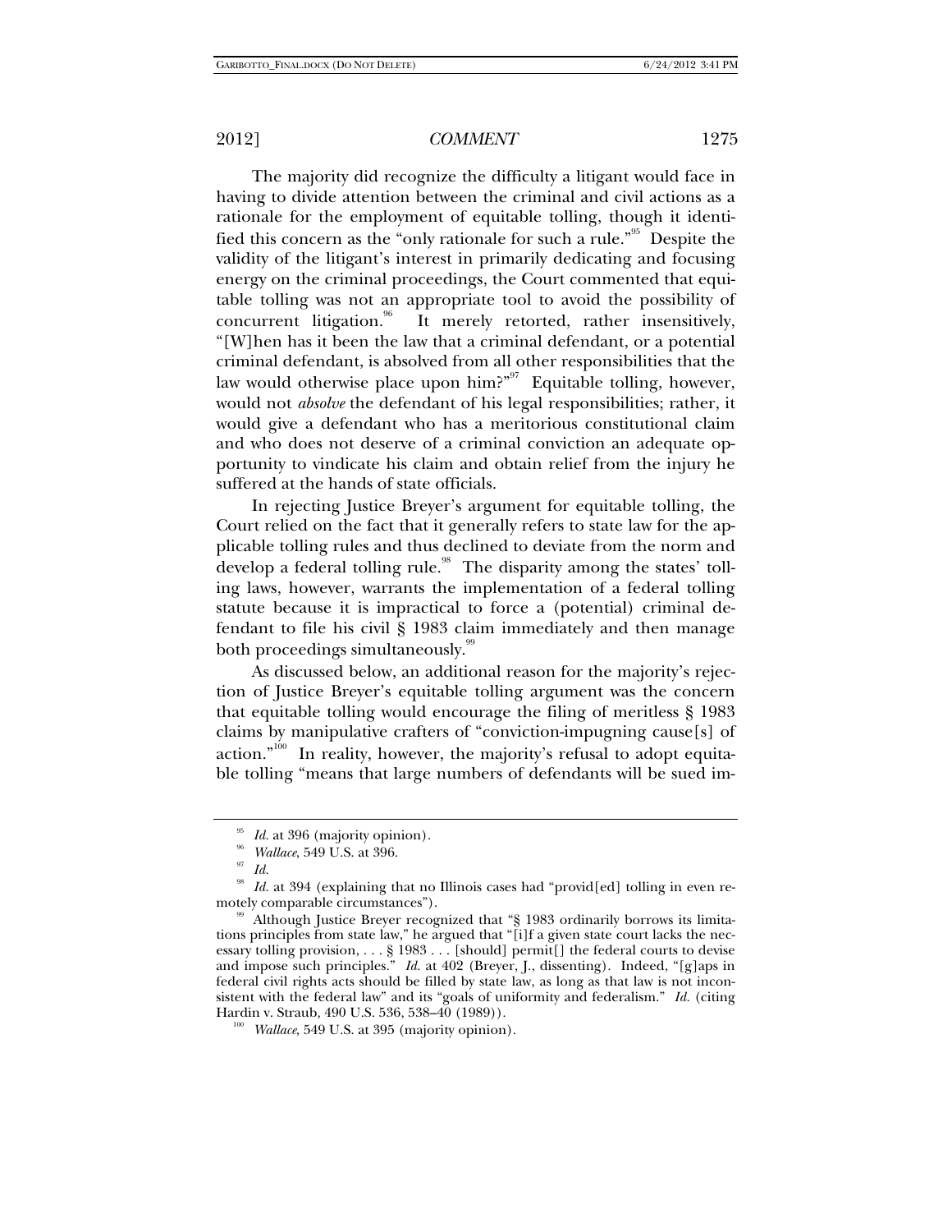The majority did recognize the difficulty a litigant would face in having to divide attention between the criminal and civil actions as a rationale for the employment of equitable tolling, though it identified this concern as the "only rationale for such a rule."[95] Despite the validity of the litigant's interest in primarily dedicating and focusing energy on the criminal proceedings, the Court commented that equitable tolling was not an appropriate tool to avoid the possibility of concurrent litigation.[96] It merely retorted, rather insensitively, "[W]hen has it been the law that a criminal defendant, or a potential criminal defendant, is absolved from all other responsibilities that the law would otherwise place upon him?"[97] Equitable tolling, however, would not *absolve* the defendant of his legal responsibilities; rather, it would give a defendant who has a meritorious constitutional claim and who does not deserve of a criminal conviction an adequate opportunity to vindicate his claim and obtain relief from the injury he suffered at the hands of state officials.

In rejecting Justice Breyer's argument for equitable tolling, the Court relied on the fact that it generally refers to state law for the applicable tolling rules and thus declined to deviate from the norm and develop a federal tolling rule.[98] The disparity among the states' tolling laws, however, warrants the implementation of a federal tolling statute because it is impractical to force a (potential) criminal defendant to file his civil § 1983 claim immediately and then manage both proceedings simultaneously.[99]

As discussed below, an additional reason for the majority's rejection of Justice Breyer's equitable tolling argument was the concern that equitable tolling would encourage the filing of meritless § 1983 claims by manipulative crafters of "conviction-impugning cause[s] of action."[100] In reality, however, the majority's refusal to adopt equitable tolling "means that large numbers of defendants will be sued im-

---

[95] *Id.* at 396 (majority opinion).

[96] *Wallace*, 549 U.S. at 396.

[97] *Id.*

[98] *Id.* at 394 (explaining that no Illinois cases had "provid[ed] tolling in even remotely comparable circumstances").

[99] Although Justice Breyer recognized that "§ 1983 ordinarily borrows its limitations principles from state law," he argued that "[i]f a given state court lacks the necessary tolling provision, . . . § 1983 . . . [should] permit[] the federal courts to devise and impose such principles." *Id.* at 402 (Breyer, J., dissenting). Indeed, "[g]aps in federal civil rights acts should be filled by state law, as long as that law is not inconsistent with the federal law" and its "goals of uniformity and federalism." *Id.* (citing Hardin v. Straub, 490 U.S. 536, 538–40 (1989)).

[100] *Wallace*, 549 U.S. at 395 (majority opinion).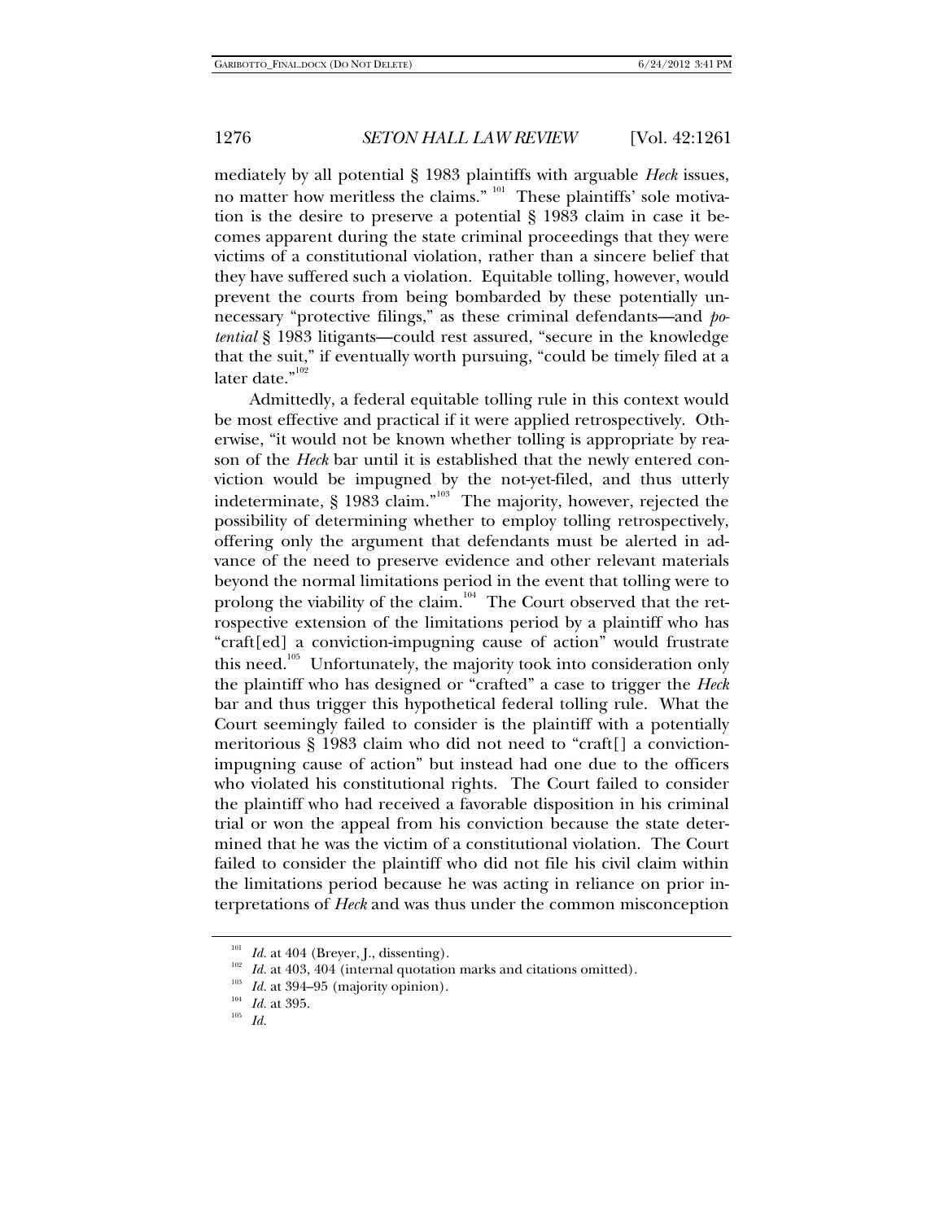mediately by all potential § 1983 plaintiffs with arguable *Heck* issues, no matter how meritless the claims." [101] These plaintiffs' sole motivation is the desire to preserve a potential § 1983 claim in case it becomes apparent during the state criminal proceedings that they were victims of a constitutional violation, rather than a sincere belief that they have suffered such a violation. Equitable tolling, however, would prevent the courts from being bombarded by these potentially unnecessary "protective filings," as these criminal defendants—and *potential* § 1983 litigants—could rest assured, "secure in the knowledge that the suit," if eventually worth pursuing, "could be timely filed at a later date."[102]

Admittedly, a federal equitable tolling rule in this context would be most effective and practical if it were applied retrospectively. Otherwise, "it would not be known whether tolling is appropriate by reason of the *Heck* bar until it is established that the newly entered conviction would be impugned by the not-yet-filed, and thus utterly indeterminate, § 1983 claim."[103] The majority, however, rejected the possibility of determining whether to employ tolling retrospectively, offering only the argument that defendants must be alerted in advance of the need to preserve evidence and other relevant materials beyond the normal limitations period in the event that tolling were to prolong the viability of the claim.[104] The Court observed that the retrospective extension of the limitations period by a plaintiff who has "craft[ed] a conviction-impugning cause of action" would frustrate this need.[105] Unfortunately, the majority took into consideration only the plaintiff who has designed or "crafted" a case to trigger the *Heck* bar and thus trigger this hypothetical federal tolling rule. What the Court seemingly failed to consider is the plaintiff with a potentially meritorious § 1983 claim who did not need to "craft[] a conviction-impugning cause of action" but instead had one due to the officers who violated his constitutional rights. The Court failed to consider the plaintiff who had received a favorable disposition in his criminal trial or won the appeal from his conviction because the state determined that he was the victim of a constitutional violation. The Court failed to consider the plaintiff who did not file his civil claim within the limitations period because he was acting in reliance on prior interpretations of *Heck* and was thus under the common misconception

---

[101] *Id.* at 404 (Breyer, J., dissenting).

[102] *Id.* at 403, 404 (internal quotation marks and citations omitted).

[103] *Id.* at 394–95 (majority opinion).

[104] *Id.* at 395.

[105] *Id.*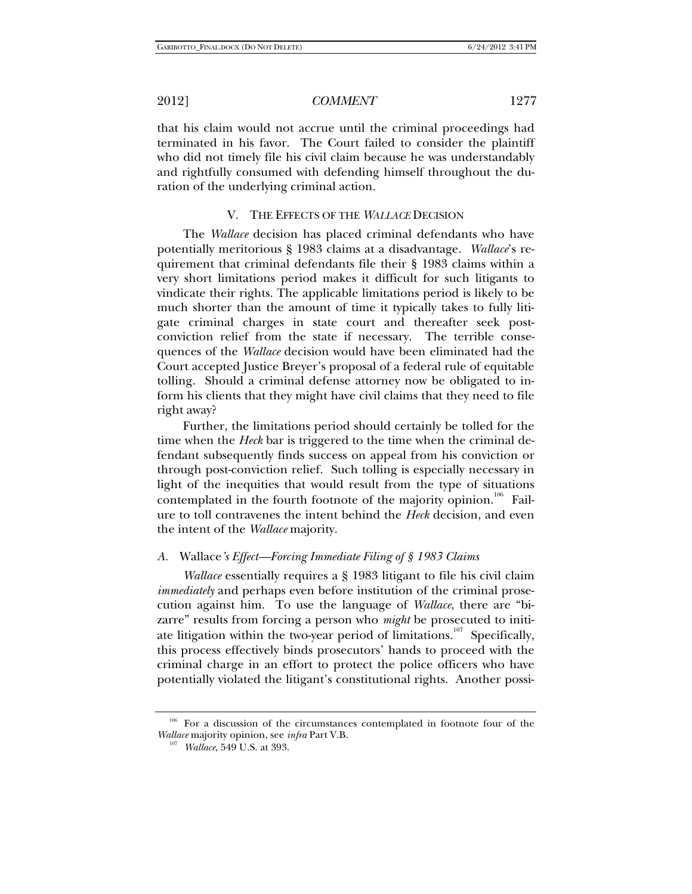that his claim would not accrue until the criminal proceedings had terminated in his favor. The Court failed to consider the plaintiff who did not timely file his civil claim because he was understandably and rightfully consumed with defending himself throughout the duration of the underlying criminal action.

## V. THE EFFECTS OF THE *WALLACE* DECISION

The *Wallace* decision has placed criminal defendants who have potentially meritorious § 1983 claims at a disadvantage. *Wallace*'s requirement that criminal defendants file their § 1983 claims within a very short limitations period makes it difficult for such litigants to vindicate their rights. The applicable limitations period is likely to be much shorter than the amount of time it typically takes to fully litigate criminal charges in state court and thereafter seek post-conviction relief from the state if necessary. The terrible consequences of the *Wallace* decision would have been eliminated had the Court accepted Justice Breyer's proposal of a federal rule of equitable tolling. Should a criminal defense attorney now be obligated to inform his clients that they might have civil claims that they need to file right away?

Further, the limitations period should certainly be tolled for the time when the *Heck* bar is triggered to the time when the criminal defendant subsequently finds success on appeal from his conviction or through post-conviction relief. Such tolling is especially necessary in light of the inequities that would result from the type of situations contemplated in the fourth footnote of the majority opinion.[106] Failure to toll contravenes the intent behind the *Heck* decision, and even the intent of the *Wallace* majority.

### *A.* Wallace*'s Effect—Forcing Immediate Filing of § 1983 Claims*

*Wallace* essentially requires a § 1983 litigant to file his civil claim *immediately* and perhaps even before institution of the criminal prosecution against him. To use the language of *Wallace*, there are "bizarre" results from forcing a person who *might* be prosecuted to initiate litigation within the two-year period of limitations.[107] Specifically, this process effectively binds prosecutors' hands to proceed with the criminal charge in an effort to protect the police officers who have potentially violated the litigant's constitutional rights. Another possi-

---

[106] For a discussion of the circumstances contemplated in footnote four of the *Wallace* majority opinion, see *infra* Part V.B.

[107] *Wallace*, 549 U.S. at 393.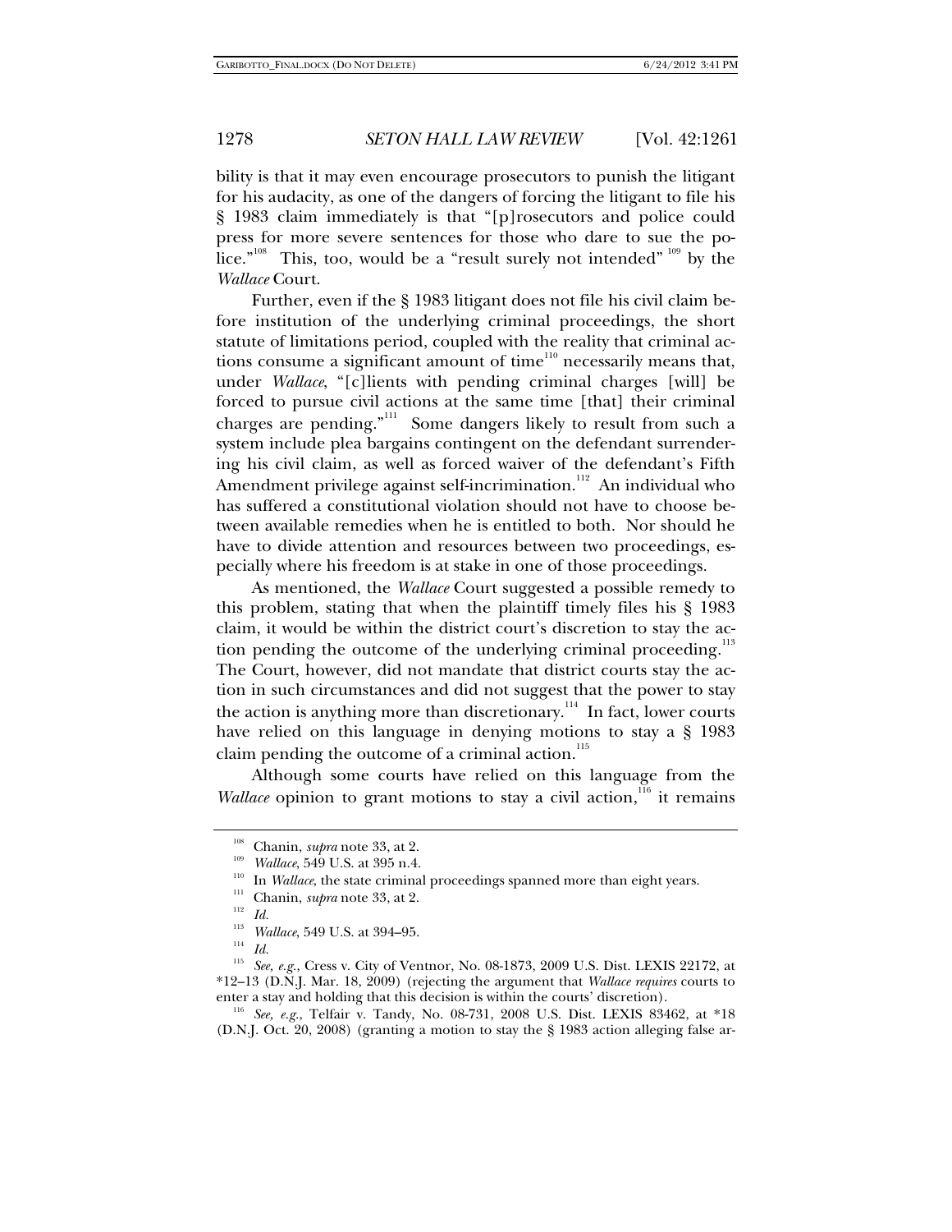bility is that it may even encourage prosecutors to punish the litigant for his audacity, as one of the dangers of forcing the litigant to file his § 1983 claim immediately is that "[p]rosecutors and police could press for more severe sentences for those who dare to sue the police."[108] This, too, would be a "result surely not intended" [109] by the *Wallace* Court.

Further, even if the § 1983 litigant does not file his civil claim before institution of the underlying criminal proceedings, the short statute of limitations period, coupled with the reality that criminal actions consume a significant amount of time[110] necessarily means that, under *Wallace*, "[c]lients with pending criminal charges [will] be forced to pursue civil actions at the same time [that] their criminal charges are pending."[111] Some dangers likely to result from such a system include plea bargains contingent on the defendant surrendering his civil claim, as well as forced waiver of the defendant's Fifth Amendment privilege against self-incrimination.[112] An individual who has suffered a constitutional violation should not have to choose between available remedies when he is entitled to both. Nor should he have to divide attention and resources between two proceedings, especially where his freedom is at stake in one of those proceedings.

As mentioned, the *Wallace* Court suggested a possible remedy to this problem, stating that when the plaintiff timely files his § 1983 claim, it would be within the district court's discretion to stay the action pending the outcome of the underlying criminal proceeding.[113] The Court, however, did not mandate that district courts stay the action in such circumstances and did not suggest that the power to stay the action is anything more than discretionary.[114] In fact, lower courts have relied on this language in denying motions to stay a § 1983 claim pending the outcome of a criminal action.[115]

Although some courts have relied on this language from the *Wallace* opinion to grant motions to stay a civil action,[116] it remains

---

[108] Chanin, *supra* note 33, at 2.

[109] *Wallace*, 549 U.S. at 395 n.4.

[110] In *Wallace*, the state criminal proceedings spanned more than eight years.

[111] Chanin, *supra* note 33, at 2.

[112] *Id.*

[113] *Wallace*, 549 U.S. at 394–95.

[114] *Id.*

[115] *See, e.g.*, Cress v. City of Ventnor, No. 08-1873, 2009 U.S. Dist. LEXIS 22172, at *12–13 (D.N.J. Mar. 18, 2009) (rejecting the argument that *Wallace requires* courts to enter a stay and holding that this decision is within the courts' discretion).

[116] *See, e.g.*, Telfair v. Tandy, No. 08-731, 2008 U.S. Dist. LEXIS 83462, at *18 (D.N.J. Oct. 20, 2008) (granting a motion to stay the § 1983 action alleging false ar-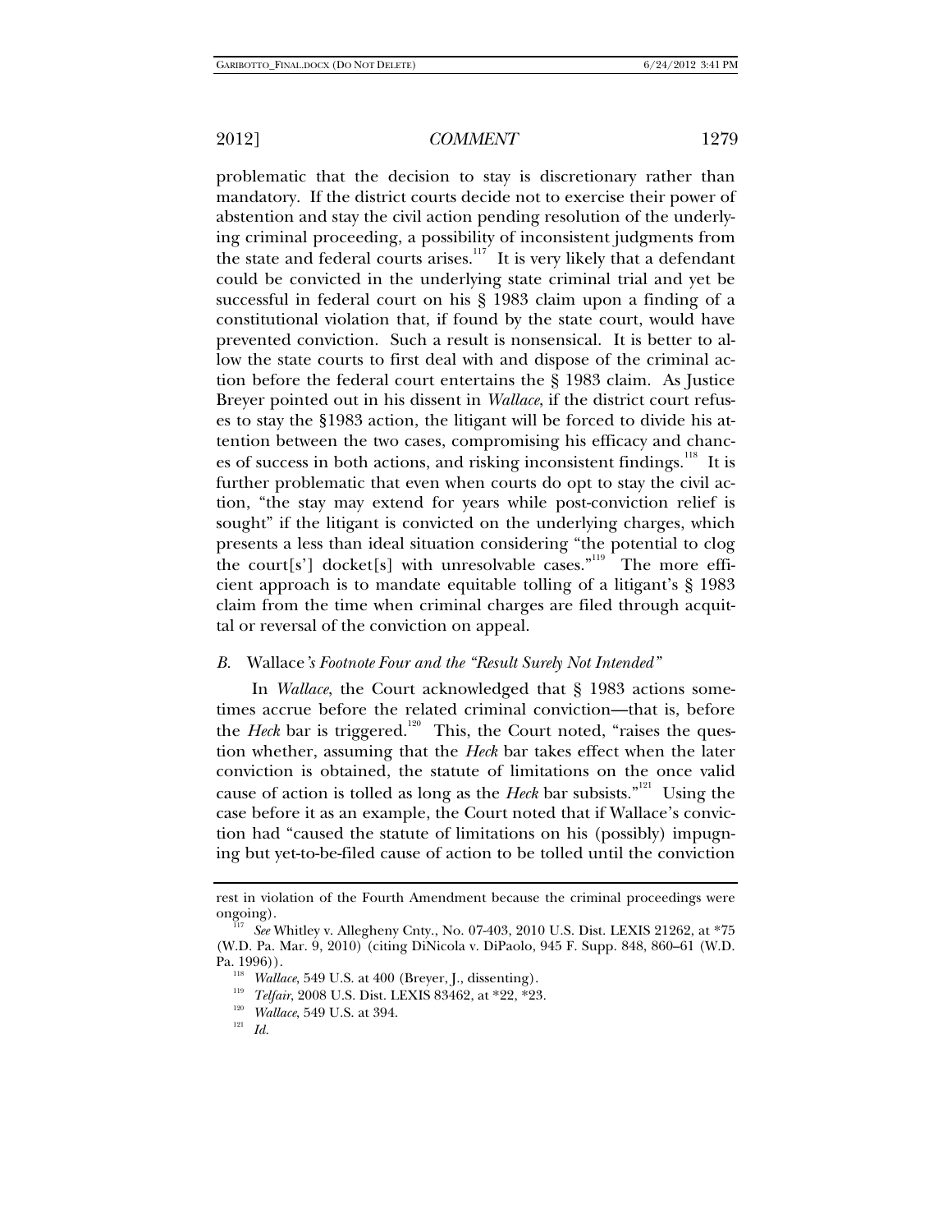problematic that the decision to stay is discretionary rather than mandatory. If the district courts decide not to exercise their power of abstention and stay the civil action pending resolution of the underlying criminal proceeding, a possibility of inconsistent judgments from the state and federal courts arises.[117] It is very likely that a defendant could be convicted in the underlying state criminal trial and yet be successful in federal court on his § 1983 claim upon a finding of a constitutional violation that, if found by the state court, would have prevented conviction. Such a result is nonsensical. It is better to allow the state courts to first deal with and dispose of the criminal action before the federal court entertains the § 1983 claim. As Justice Breyer pointed out in his dissent in *Wallace*, if the district court refuses to stay the §1983 action, the litigant will be forced to divide his attention between the two cases, compromising his efficacy and chances of success in both actions, and risking inconsistent findings.[118] It is further problematic that even when courts do opt to stay the civil action, "the stay may extend for years while post-conviction relief is sought" if the litigant is convicted on the underlying charges, which presents a less than ideal situation considering "the potential to clog the court[s'] docket[s] with unresolvable cases."[119] The more efficient approach is to mandate equitable tolling of a litigant's § 1983 claim from the time when criminal charges are filed through acquittal or reversal of the conviction on appeal.

## *B.* Wallace*'s Footnote Four and the "Result Surely Not Intended"*

In *Wallace*, the Court acknowledged that § 1983 actions sometimes accrue before the related criminal conviction—that is, before the *Heck* bar is triggered.[120] This, the Court noted, "raises the question whether, assuming that the *Heck* bar takes effect when the later conviction is obtained, the statute of limitations on the once valid cause of action is tolled as long as the *Heck* bar subsists."[121] Using the case before it as an example, the Court noted that if Wallace's conviction had "caused the statute of limitations on his (possibly) impugning but yet-to-be-filed cause of action to be tolled until the conviction

---

rest in violation of the Fourth Amendment because the criminal proceedings were ongoing).

[117] *See* Whitley v. Allegheny Cnty., No. 07-403, 2010 U.S. Dist. LEXIS 21262, at *75 (W.D. Pa. Mar. 9, 2010) (citing DiNicola v. DiPaolo, 945 F. Supp. 848, 860–61 (W.D. Pa. 1996)).

[118] *Wallace*, 549 U.S. at 400 (Breyer, J., dissenting).

[119] *Telfair*, 2008 U.S. Dist. LEXIS 83462, at *22, *23.

[120] *Wallace*, 549 U.S. at 394.

[121] *Id.*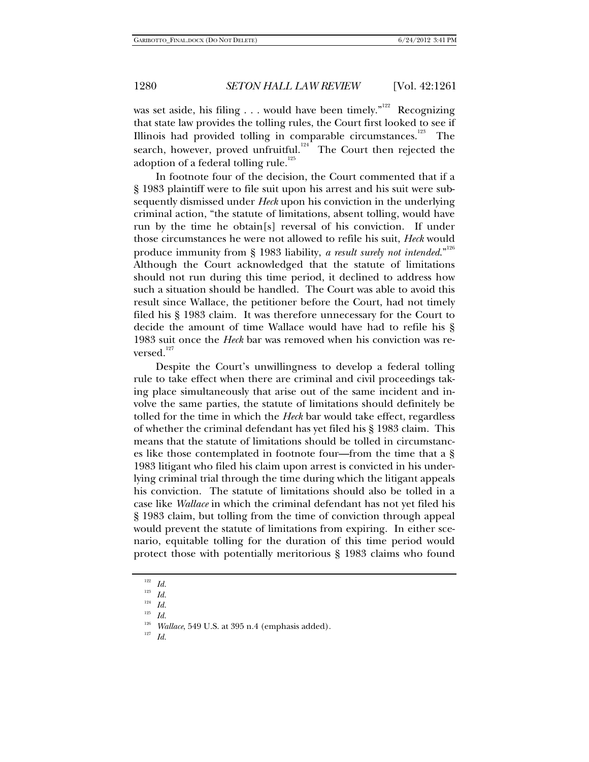was set aside, his filing . . . would have been timely."[122] Recognizing that state law provides the tolling rules, the Court first looked to see if Illinois had provided tolling in comparable circumstances.[123] The search, however, proved unfruitful.[124] The Court then rejected the adoption of a federal tolling rule.[125]

In footnote four of the decision, the Court commented that if a § 1983 plaintiff were to file suit upon his arrest and his suit were subsequently dismissed under *Heck* upon his conviction in the underlying criminal action, "the statute of limitations, absent tolling, would have run by the time he obtain[s] reversal of his conviction. If under those circumstances he were not allowed to refile his suit, *Heck* would produce immunity from § 1983 liability, *a result surely not intended*."[126] Although the Court acknowledged that the statute of limitations should not run during this time period, it declined to address how such a situation should be handled. The Court was able to avoid this result since Wallace, the petitioner before the Court, had not timely filed his § 1983 claim. It was therefore unnecessary for the Court to decide the amount of time Wallace would have had to refile his § 1983 suit once the *Heck* bar was removed when his conviction was reversed.[127]

Despite the Court's unwillingness to develop a federal tolling rule to take effect when there are criminal and civil proceedings taking place simultaneously that arise out of the same incident and involve the same parties, the statute of limitations should definitely be tolled for the time in which the *Heck* bar would take effect, regardless of whether the criminal defendant has yet filed his § 1983 claim. This means that the statute of limitations should be tolled in circumstances like those contemplated in footnote four—from the time that a § 1983 litigant who filed his claim upon arrest is convicted in his underlying criminal trial through the time during which the litigant appeals his conviction. The statute of limitations should also be tolled in a case like *Wallace* in which the criminal defendant has not yet filed his § 1983 claim, but tolling from the time of conviction through appeal would prevent the statute of limitations from expiring. In either scenario, equitable tolling for the duration of this time period would protect those with potentially meritorious § 1983 claims who found

---

[122] *Id.*

[123] *Id.*

[124] *Id.*

[125] *Id.*

[126] *Wallace*, 549 U.S. at 395 n.4 (emphasis added).

[127] *Id.*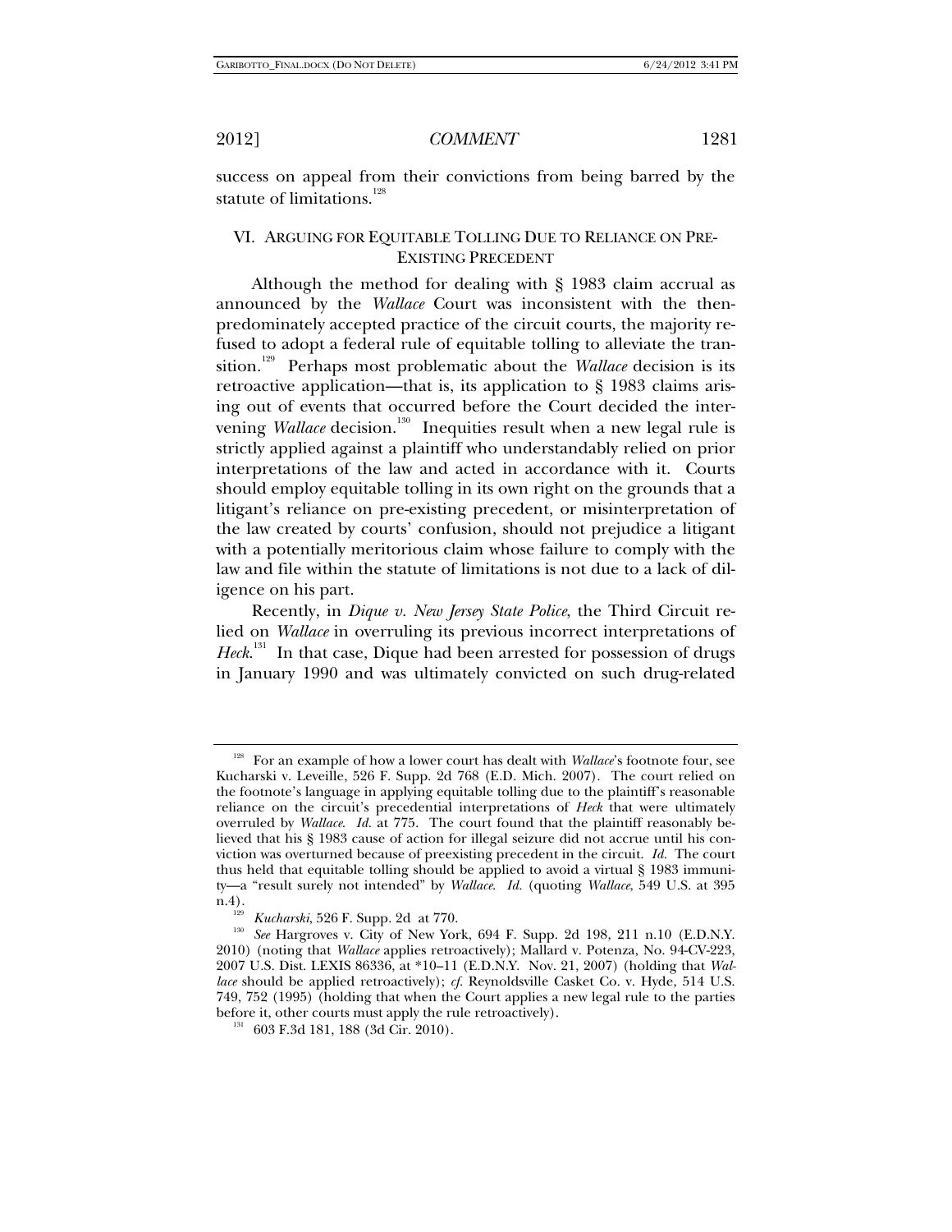success on appeal from their convictions from being barred by the statute of limitations.[128]

## VI. ARGUING FOR EQUITABLE TOLLING DUE TO RELIANCE ON PRE-EXISTING PRECEDENT

Although the method for dealing with § 1983 claim accrual as announced by the *Wallace* Court was inconsistent with the then-predominately accepted practice of the circuit courts, the majority refused to adopt a federal rule of equitable tolling to alleviate the transition.[129] Perhaps most problematic about the *Wallace* decision is its retroactive application—that is, its application to § 1983 claims arising out of events that occurred before the Court decided the intervening *Wallace* decision.[130] Inequities result when a new legal rule is strictly applied against a plaintiff who understandably relied on prior interpretations of the law and acted in accordance with it. Courts should employ equitable tolling in its own right on the grounds that a litigant's reliance on pre-existing precedent, or misinterpretation of the law created by courts' confusion, should not prejudice a litigant with a potentially meritorious claim whose failure to comply with the law and file within the statute of limitations is not due to a lack of diligence on his part.

Recently, in *Dique v. New Jersey State Police*, the Third Circuit relied on *Wallace* in overruling its previous incorrect interpretations of *Heck*.[131] In that case, Dique had been arrested for possession of drugs in January 1990 and was ultimately convicted on such drug-related

---

[128] For an example of how a lower court has dealt with *Wallace*'s footnote four, see Kucharski v. Leveille, 526 F. Supp. 2d 768 (E.D. Mich. 2007). The court relied on the footnote's language in applying equitable tolling due to the plaintiff's reasonable reliance on the circuit's precedential interpretations of *Heck* that were ultimately overruled by *Wallace*. *Id.* at 775. The court found that the plaintiff reasonably believed that his § 1983 cause of action for illegal seizure did not accrue until his conviction was overturned because of preexisting precedent in the circuit. *Id.* The court thus held that equitable tolling should be applied to avoid a virtual § 1983 immunity—a "result surely not intended" by *Wallace*. *Id.* (quoting *Wallace*, 549 U.S. at 395 n.4).

[129] *Kucharski*, 526 F. Supp. 2d at 770.

[130] *See* Hargroves v. City of New York, 694 F. Supp. 2d 198, 211 n.10 (E.D.N.Y. 2010) (noting that *Wallace* applies retroactively); Mallard v. Potenza, No. 94-CV-223, 2007 U.S. Dist. LEXIS 86336, at *10–11 (E.D.N.Y. Nov. 21, 2007) (holding that *Wallace* should be applied retroactively); *cf.* Reynoldsville Casket Co. v. Hyde, 514 U.S. 749, 752 (1995) (holding that when the Court applies a new legal rule to the parties before it, other courts must apply the rule retroactively).

[131] 603 F.3d 181, 188 (3d Cir. 2010).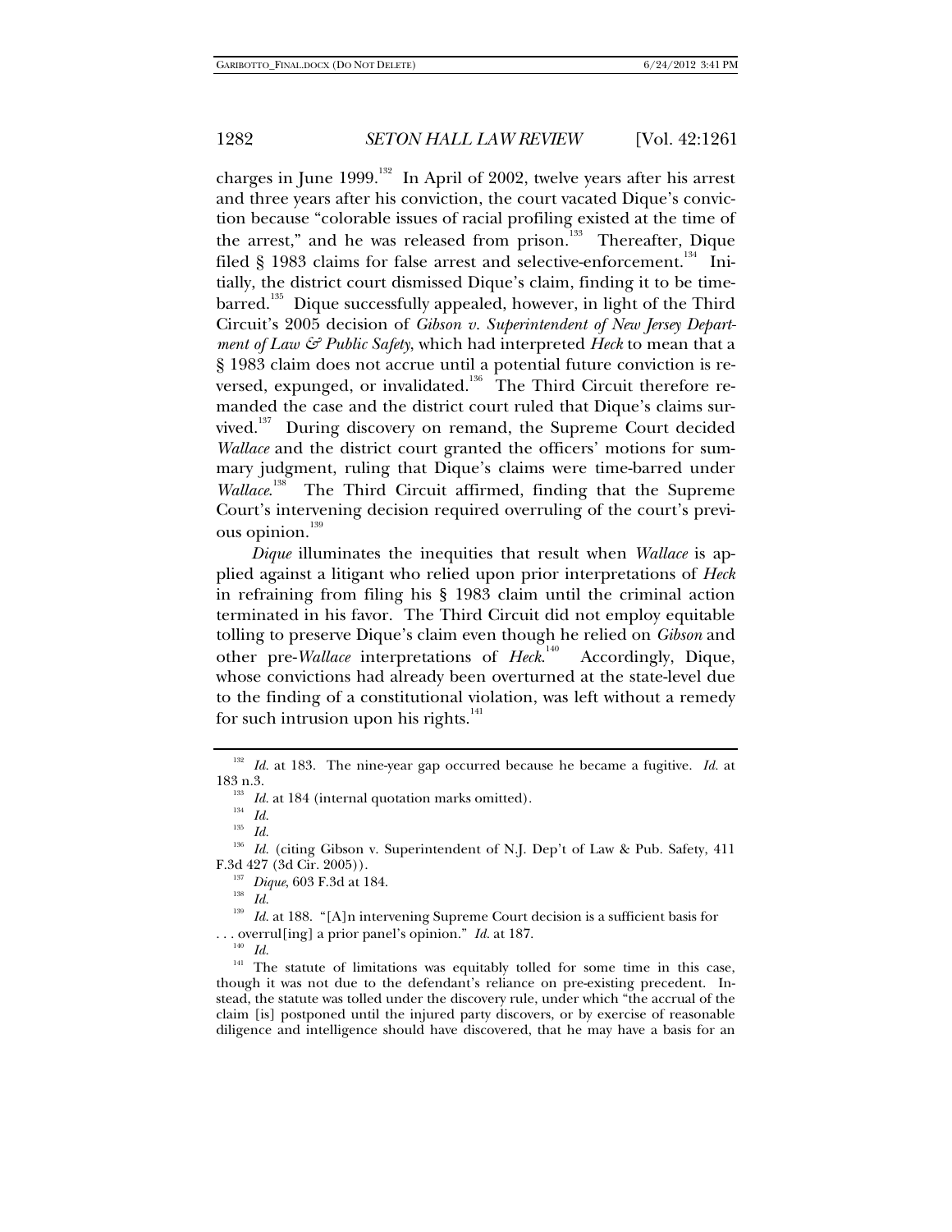charges in June 1999.[132] In April of 2002, twelve years after his arrest and three years after his conviction, the court vacated Dique's conviction because "colorable issues of racial profiling existed at the time of the arrest," and he was released from prison.[133] Thereafter, Dique filed § 1983 claims for false arrest and selective-enforcement.[134] Initially, the district court dismissed Dique's claim, finding it to be time-barred.[135] Dique successfully appealed, however, in light of the Third Circuit's 2005 decision of *Gibson v. Superintendent of New Jersey Department of Law & Public Safety*, which had interpreted *Heck* to mean that a § 1983 claim does not accrue until a potential future conviction is reversed, expunged, or invalidated.[136] The Third Circuit therefore remanded the case and the district court ruled that Dique's claims survived.[137] During discovery on remand, the Supreme Court decided *Wallace* and the district court granted the officers' motions for summary judgment, ruling that Dique's claims were time-barred under *Wallace*.[138] The Third Circuit affirmed, finding that the Supreme Court's intervening decision required overruling of the court's previous opinion.[139]

*Dique* illuminates the inequities that result when *Wallace* is applied against a litigant who relied upon prior interpretations of *Heck* in refraining from filing his § 1983 claim until the criminal action terminated in his favor. The Third Circuit did not employ equitable tolling to preserve Dique's claim even though he relied on *Gibson* and other pre-*Wallace* interpretations of *Heck*.[140] Accordingly, Dique, whose convictions had already been overturned at the state-level due to the finding of a constitutional violation, was left without a remedy for such intrusion upon his rights.[141]

---

[132] *Id.* at 183. The nine-year gap occurred because he became a fugitive. *Id.* at 183 n.3.

[133] *Id.* at 184 (internal quotation marks omitted).

[134] *Id.*

[135] *Id.*

[136] *Id.* (citing Gibson v. Superintendent of N.J. Dep't of Law & Pub. Safety, 411 F.3d 427 (3d Cir. 2005)).

[137] *Dique*, 603 F.3d at 184.

[138] *Id.*

[139] *Id.* at 188. "[A]n intervening Supreme Court decision is a sufficient basis for . . . overrul[ing] a prior panel's opinion." *Id.* at 187.

[140] *Id.*

[141] The statute of limitations was equitably tolled for some time in this case, though it was not due to the defendant's reliance on pre-existing precedent. Instead, the statute was tolled under the discovery rule, under which "the accrual of the claim [is] postponed until the injured party discovers, or by exercise of reasonable diligence and intelligence should have discovered, that he may have a basis for an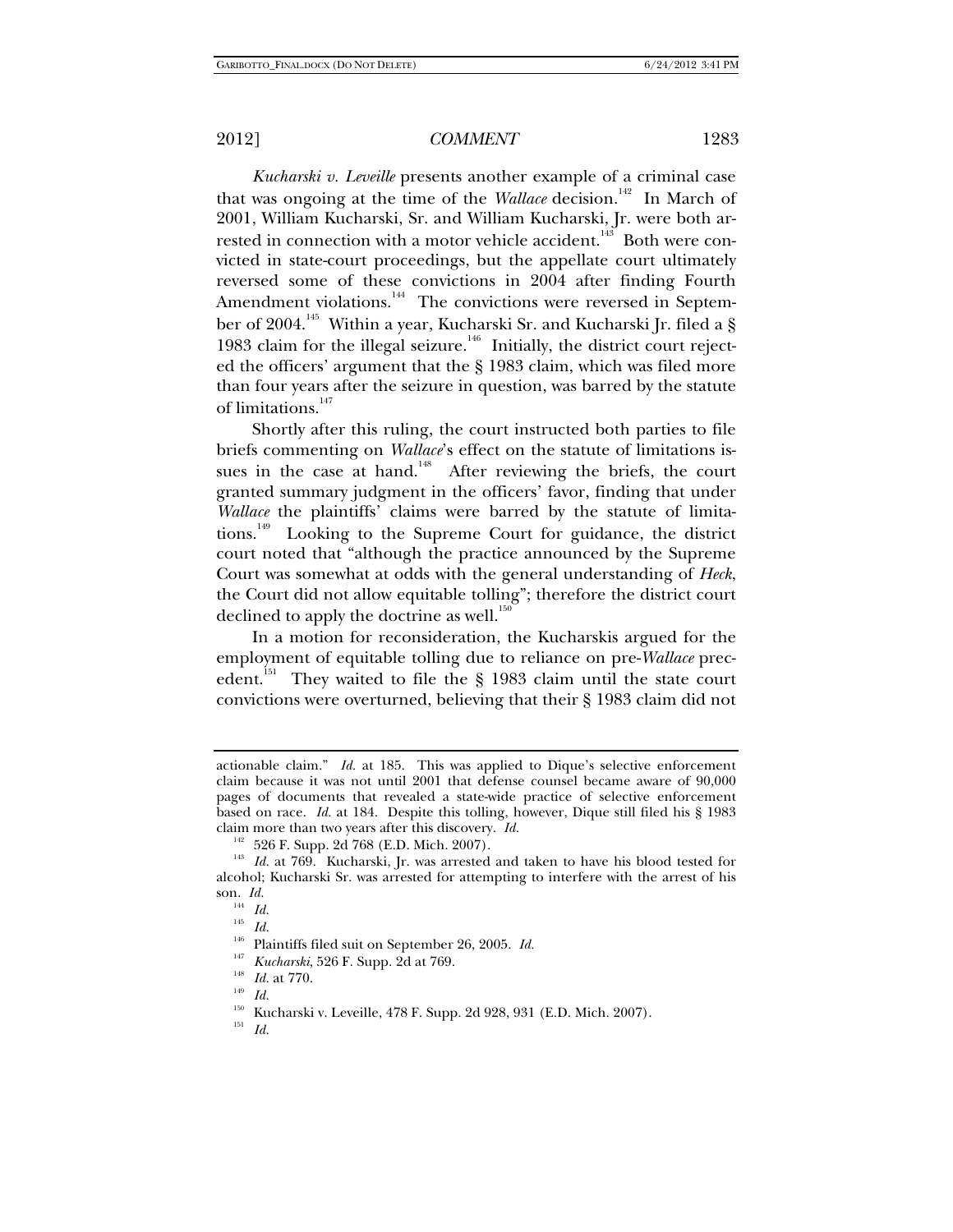*Kucharski v. Leveille* presents another example of a criminal case that was ongoing at the time of the *Wallace* decision.[142] In March of 2001, William Kucharski, Sr. and William Kucharski, Jr. were both arrested in connection with a motor vehicle accident.[143] Both were convicted in state-court proceedings, but the appellate court ultimately reversed some of these convictions in 2004 after finding Fourth Amendment violations.[144] The convictions were reversed in September of 2004.[145] Within a year, Kucharski Sr. and Kucharski Jr. filed a § 1983 claim for the illegal seizure.[146] Initially, the district court rejected the officers' argument that the § 1983 claim, which was filed more than four years after the seizure in question, was barred by the statute of limitations.[147]

Shortly after this ruling, the court instructed both parties to file briefs commenting on *Wallace*'s effect on the statute of limitations issues in the case at hand.[148] After reviewing the briefs, the court granted summary judgment in the officers' favor, finding that under *Wallace* the plaintiffs' claims were barred by the statute of limitations.[149] Looking to the Supreme Court for guidance, the district court noted that "although the practice announced by the Supreme Court was somewhat at odds with the general understanding of *Heck*, the Court did not allow equitable tolling"; therefore the district court declined to apply the doctrine as well.[150]

In a motion for reconsideration, the Kucharskis argued for the employment of equitable tolling due to reliance on pre-*Wallace* precedent.[151] They waited to file the § 1983 claim until the state court convictions were overturned, believing that their § 1983 claim did not

---

actionable claim." *Id.* at 185. This was applied to Dique's selective enforcement claim because it was not until 2001 that defense counsel became aware of 90,000 pages of documents that revealed a state-wide practice of selective enforcement based on race. *Id.* at 184. Despite this tolling, however, Dique still filed his § 1983 claim more than two years after this discovery. *Id.*

[142] 526 F. Supp. 2d 768 (E.D. Mich. 2007).

[143] *Id.* at 769. Kucharski, Jr. was arrested and taken to have his blood tested for alcohol; Kucharski Sr. was arrested for attempting to interfere with the arrest of his son. *Id.*

[144] *Id.*

[145] *Id.*

[146] Plaintiffs filed suit on September 26, 2005. *Id.*

[147] *Kucharski*, 526 F. Supp. 2d at 769.

[148] *Id.* at 770.

[149] *Id.*

[150] Kucharski v. Leveille, 478 F. Supp. 2d 928, 931 (E.D. Mich. 2007).

[151] *Id.*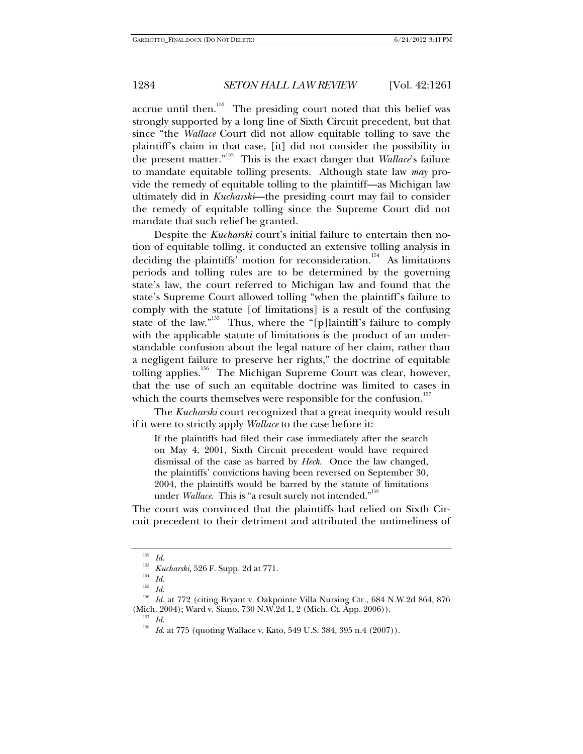accrue until then.[152] The presiding court noted that this belief was strongly supported by a long line of Sixth Circuit precedent, but that since "the *Wallace* Court did not allow equitable tolling to save the plaintiff's claim in that case, [it] did not consider the possibility in the present matter."[153] This is the exact danger that *Wallace*'s failure to mandate equitable tolling presents. Although state law *may* provide the remedy of equitable tolling to the plaintiff—as Michigan law ultimately did in *Kucharski*—the presiding court may fail to consider the remedy of equitable tolling since the Supreme Court did not mandate that such relief be granted.

Despite the *Kucharski* court's initial failure to entertain then notion of equitable tolling, it conducted an extensive tolling analysis in deciding the plaintiffs' motion for reconsideration.[154] As limitations periods and tolling rules are to be determined by the governing state's law, the court referred to Michigan law and found that the state's Supreme Court allowed tolling "when the plaintiff's failure to comply with the statute [of limitations] is a result of the confusing state of the law."[155] Thus, where the "[p]laintiff's failure to comply with the applicable statute of limitations is the product of an understandable confusion about the legal nature of her claim, rather than a negligent failure to preserve her rights," the doctrine of equitable tolling applies.[156] The Michigan Supreme Court was clear, however, that the use of such an equitable doctrine was limited to cases in which the courts themselves were responsible for the confusion.[157]

The *Kucharski* court recognized that a great inequity would result if it were to strictly apply *Wallace* to the case before it:

> If the plaintiffs had filed their case immediately after the search on May 4, 2001, Sixth Circuit precedent would have required dismissal of the case as barred by *Heck*. Once the law changed, the plaintiffs' convictions having been reversed on September 30, 2004, the plaintiffs would be barred by the statute of limitations under *Wallace*. This is "a result surely not intended."[158]

The court was convinced that the plaintiffs had relied on Sixth Circuit precedent to their detriment and attributed the untimeliness of

---

[152] *Id.*

[153] *Kucharski*, 526 F. Supp. 2d at 771.

[154] *Id.*

[155] *Id.*

[156] *Id.* at 772 (citing Bryant v. Oakpointe Villa Nursing Ctr., 684 N.W.2d 864, 876 (Mich. 2004); Ward v. Siano, 730 N.W.2d 1, 2 (Mich. Ct. App. 2006)).

[157] *Id.*

[158] *Id.* at 775 (quoting Wallace v. Kato, 549 U.S. 384, 395 n.4 (2007)).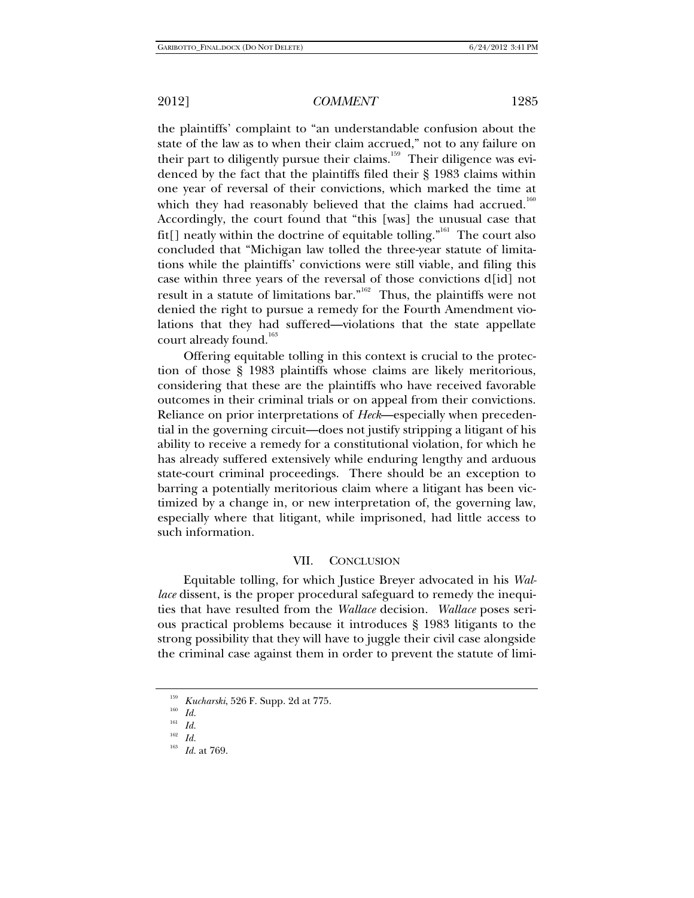the plaintiffs' complaint to "an understandable confusion about the state of the law as to when their claim accrued," not to any failure on their part to diligently pursue their claims.[159] Their diligence was evidenced by the fact that the plaintiffs filed their § 1983 claims within one year of reversal of their convictions, which marked the time at which they had reasonably believed that the claims had accrued.[160] Accordingly, the court found that "this [was] the unusual case that fit[] neatly within the doctrine of equitable tolling."[161] The court also concluded that "Michigan law tolled the three-year statute of limitations while the plaintiffs' convictions were still viable, and filing this case within three years of the reversal of those convictions d[id] not result in a statute of limitations bar."[162] Thus, the plaintiffs were not denied the right to pursue a remedy for the Fourth Amendment violations that they had suffered—violations that the state appellate court already found.[163]

Offering equitable tolling in this context is crucial to the protection of those § 1983 plaintiffs whose claims are likely meritorious, considering that these are the plaintiffs who have received favorable outcomes in their criminal trials or on appeal from their convictions. Reliance on prior interpretations of *Heck*—especially when precedential in the governing circuit—does not justify stripping a litigant of his ability to receive a remedy for a constitutional violation, for which he has already suffered extensively while enduring lengthy and arduous state-court criminal proceedings. There should be an exception to barring a potentially meritorious claim where a litigant has been victimized by a change in, or new interpretation of, the governing law, especially where that litigant, while imprisoned, had little access to such information.

## VII. CONCLUSION

Equitable tolling, for which Justice Breyer advocated in his *Wallace* dissent, is the proper procedural safeguard to remedy the inequities that have resulted from the *Wallace* decision. *Wallace* poses serious practical problems because it introduces § 1983 litigants to the strong possibility that they will have to juggle their civil case alongside the criminal case against them in order to prevent the statute of limi-

---

[159] *Kucharski*, 526 F. Supp. 2d at 775.

[160] *Id.*

[161] *Id.*

[162] *Id.*

[163] *Id.* at 769.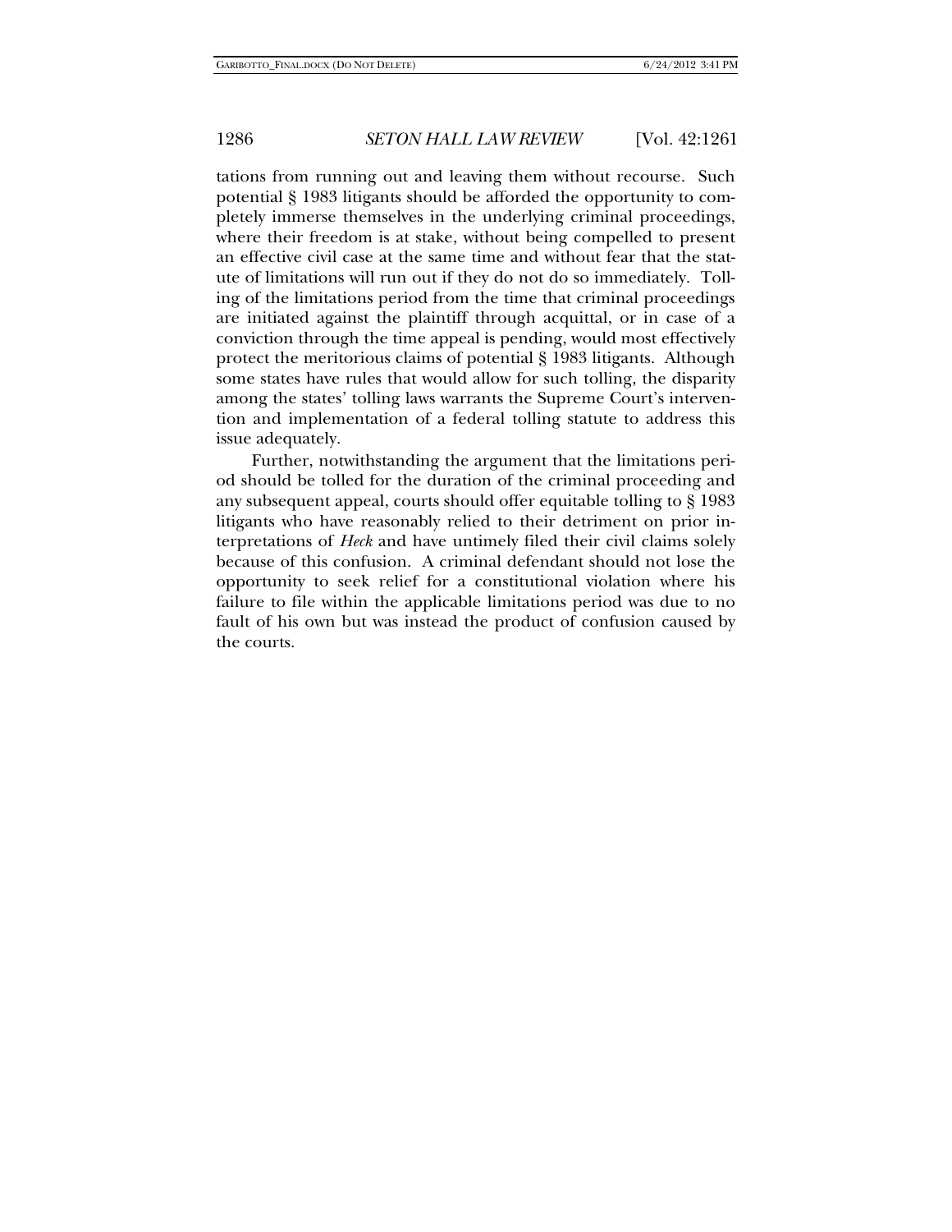tations from running out and leaving them without recourse. Such potential § 1983 litigants should be afforded the opportunity to completely immerse themselves in the underlying criminal proceedings, where their freedom is at stake, without being compelled to present an effective civil case at the same time and without fear that the statute of limitations will run out if they do not do so immediately. Tolling of the limitations period from the time that criminal proceedings are initiated against the plaintiff through acquittal, or in case of a conviction through the time appeal is pending, would most effectively protect the meritorious claims of potential § 1983 litigants. Although some states have rules that would allow for such tolling, the disparity among the states' tolling laws warrants the Supreme Court's intervention and implementation of a federal tolling statute to address this issue adequately.

Further, notwithstanding the argument that the limitations period should be tolled for the duration of the criminal proceeding and any subsequent appeal, courts should offer equitable tolling to § 1983 litigants who have reasonably relied to their detriment on prior interpretations of *Heck* and have untimely filed their civil claims solely because of this confusion. A criminal defendant should not lose the opportunity to seek relief for a constitutional violation where his failure to file within the applicable limitations period was due to no fault of his own but was instead the product of confusion caused by the courts.